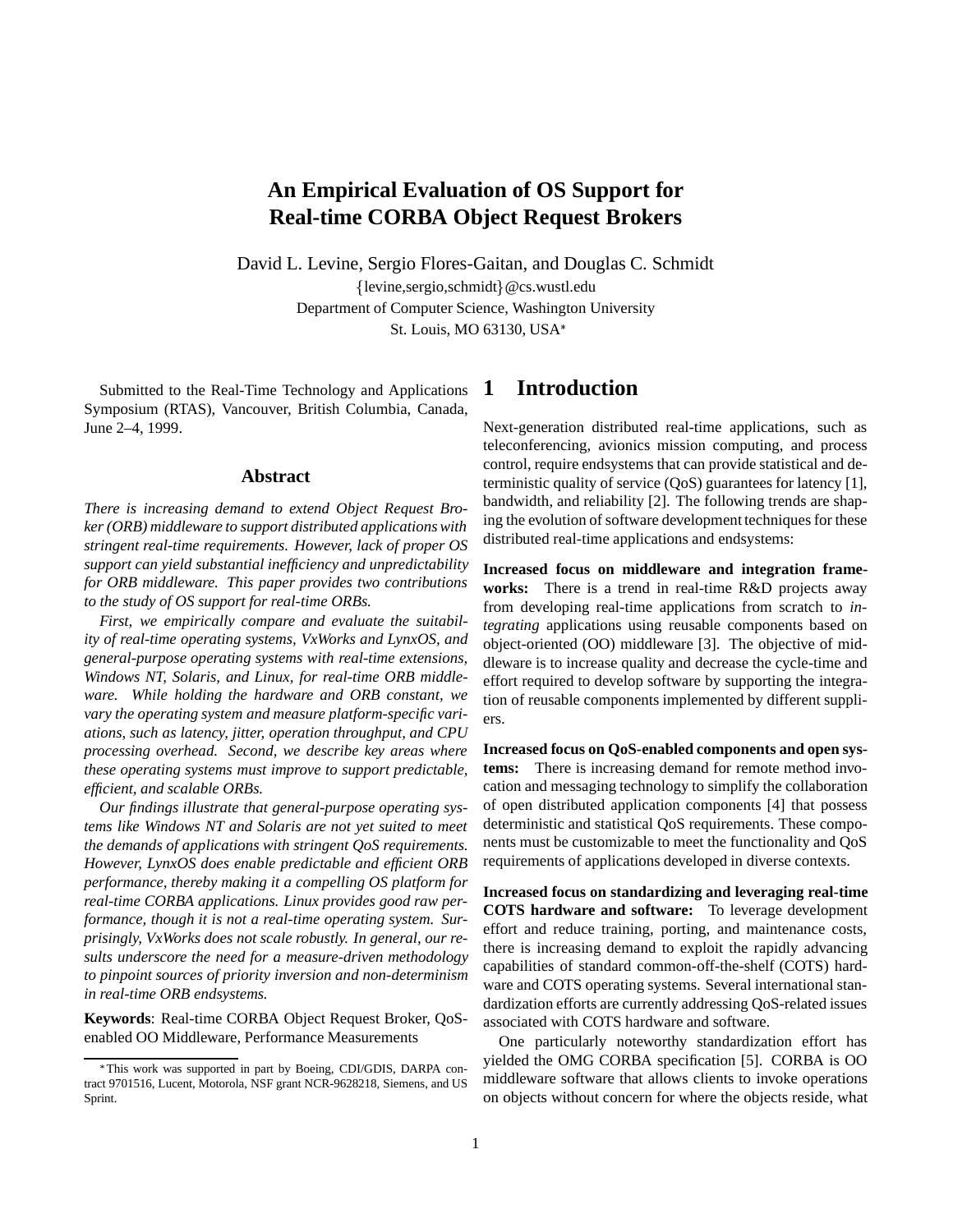# An Empirical Evaluation of OS Support for Real-time CORBA Object Request Brokers

David L. Levine, Sergio Flores-Gaitan, and Douglas C. Schmidt

{levine,sergio,schmidt}@cs.wustl.edu

Department of Computer Science, Washington University

St. Louis, MO 63130, USA*

Submitted to the Real-Time Technology and Applications Symposium (RTAS), Vancouver, British Columbia, Canada, June 2–4, 1999.

## Abstract

*There is increasing demand to extend Object Request Broker (ORB) middleware to support distributed applications with stringent real-time requirements. However, lack of proper OS support can yield substantial inefficiency and unpredictability for ORB middleware. This paper provides two contributions to the study of OS support for real-time ORBs.*

*First, we empirically compare and evaluate the suitability of real-time operating systems, VxWorks and LynxOS, and general-purpose operating systems with real-time extensions, Windows NT, Solaris, and Linux, for real-time ORB middleware. While holding the hardware and ORB constant, we vary the operating system and measure platform-specific variations, such as latency, jitter, operation throughput, and CPU processing overhead. Second, we describe key areas where these operating systems must improve to support predictable, efficient, and scalable ORBs.*

*Our findings illustrate that general-purpose operating systems like Windows NT and Solaris are not yet suited to meet the demands of applications with stringent QoS requirements. However, LynxOS does enable predictable and efficient ORB performance, thereby making it a compelling OS platform for real-time CORBA applications. Linux provides good raw performance, though it is not a real-time operating system. Surprisingly, VxWorks does not scale robustly. In general, our results underscore the need for a measure-driven methodology to pinpoint sources of priority inversion and non-determinism in real-time ORB endsystems.*

**Keywords**: Real-time CORBA Object Request Broker, QoS-enabled OO Middleware, Performance Measurements

*This work was supported in part by Boeing, CDI/GDIS, DARPA contract 9701516, Lucent, Motorola, NSF grant NCR-9628218, Siemens, and US Sprint.

## 1 Introduction

Next-generation distributed real-time applications, such as teleconferencing, avionics mission computing, and process control, require endsystems that can provide statistical and deterministic quality of service (QoS) guarantees for latency [1], bandwidth, and reliability [2]. The following trends are shaping the evolution of software development techniques for these distributed real-time applications and endsystems:

**Increased focus on middleware and integration frameworks:** There is a trend in real-time R&D projects away from developing real-time applications from scratch to *integrating* applications using reusable components based on object-oriented (OO) middleware [3]. The objective of middleware is to increase quality and decrease the cycle-time and effort required to develop software by supporting the integration of reusable components implemented by different suppliers.

**Increased focus on QoS-enabled components and open systems:** There is increasing demand for remote method invocation and messaging technology to simplify the collaboration of open distributed application components [4] that possess deterministic and statistical QoS requirements. These components must be customizable to meet the functionality and QoS requirements of applications developed in diverse contexts.

**Increased focus on standardizing and leveraging real-time COTS hardware and software:** To leverage development effort and reduce training, porting, and maintenance costs, there is increasing demand to exploit the rapidly advancing capabilities of standard common-off-the-shelf (COTS) hardware and COTS operating systems. Several international standardization efforts are currently addressing QoS-related issues associated with COTS hardware and software.

One particularly noteworthy standardization effort has yielded the OMG CORBA specification [5]. CORBA is OO middleware software that allows clients to invoke operations on objects without concern for where the objects reside, what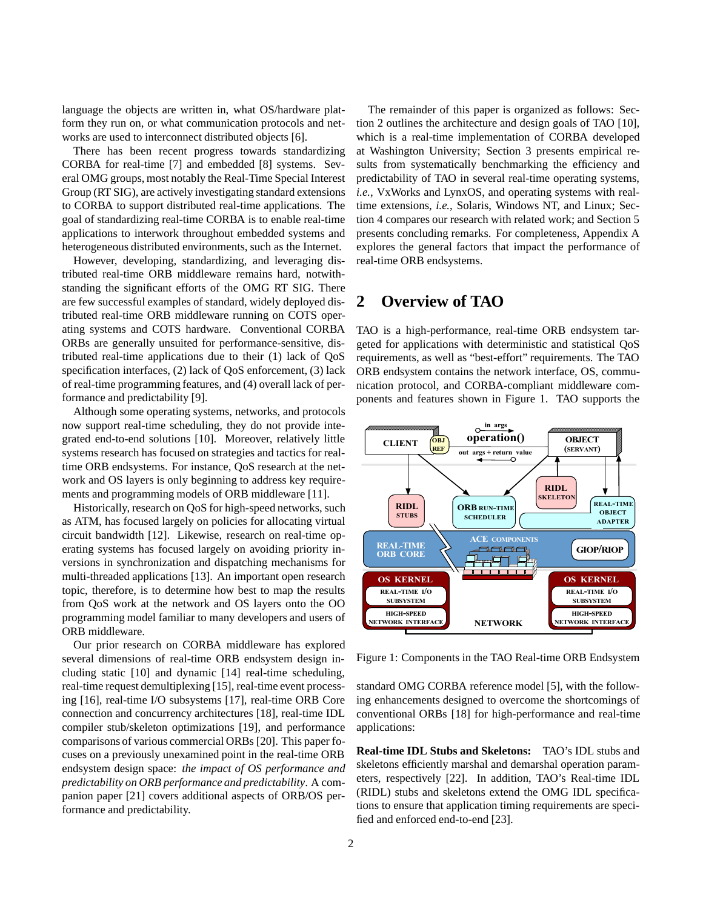language the objects are written in, what OS/hardware platform they run on, or what communication protocols and networks are used to interconnect distributed objects [6].

There has been recent progress towards standardizing CORBA for real-time [7] and embedded [8] systems. Several OMG groups, most notably the Real-Time Special Interest Group (RT SIG), are actively investigating standard extensions to CORBA to support distributed real-time applications. The goal of standardizing real-time CORBA is to enable real-time applications to interwork throughout embedded systems and heterogeneous distributed environments, such as the Internet.

However, developing, standardizing, and leveraging distributed real-time ORB middleware remains hard, notwithstanding the significant efforts of the OMG RT SIG. There are few successful examples of standard, widely deployed distributed real-time ORB middleware running on COTS operating systems and COTS hardware. Conventional CORBA ORBs are generally unsuited for performance-sensitive, distributed real-time applications due to their (1) lack of QoS specification interfaces, (2) lack of QoS enforcement, (3) lack of real-time programming features, and (4) overall lack of performance and predictability [9].

Although some operating systems, networks, and protocols now support real-time scheduling, they do not provide integrated end-to-end solutions [10]. Moreover, relatively little systems research has focused on strategies and tactics for real-time ORB endsystems. For instance, QoS research at the network and OS layers is only beginning to address key requirements and programming models of ORB middleware [11].

Historically, research on QoS for high-speed networks, such as ATM, has focused largely on policies for allocating virtual circuit bandwidth [12]. Likewise, research on real-time operating systems has focused largely on avoiding priority inversions in synchronization and dispatching mechanisms for multi-threaded applications [13]. An important open research topic, therefore, is to determine how best to map the results from QoS work at the network and OS layers onto the OO programming model familiar to many developers and users of ORB middleware.

Our prior research on CORBA middleware has explored several dimensions of real-time ORB endsystem design including static [10] and dynamic [14] real-time scheduling, real-time request demultiplexing [15], real-time event processing [16], real-time I/O subsystems [17], real-time ORB Core connection and concurrency architectures [18], real-time IDL compiler stub/skeleton optimizations [19], and performance comparisons of various commercial ORBs [20]. This paper focuses on a previously unexamined point in the real-time ORB endsystem design space: *the impact of OS performance and predictability on ORB performance and predictability*. A companion paper [21] covers additional aspects of ORB/OS performance and predictability.

The remainder of this paper is organized as follows: Section 2 outlines the architecture and design goals of TAO [10], which is a real-time implementation of CORBA developed at Washington University; Section 3 presents empirical results from systematically benchmarking the efficiency and predictability of TAO in several real-time operating systems, *i.e.*, VxWorks and LynxOS, and operating systems with real-time extensions, *i.e.*, Solaris, Windows NT, and Linux; Section 4 compares our research with related work; and Section 5 presents concluding remarks. For completeness, Appendix A explores the general factors that impact the performance of real-time ORB endsystems.

# 2 Overview of TAO

TAO is a high-performance, real-time ORB endsystem targeted for applications with deterministic and statistical QoS requirements, as well as "best-effort" requirements. The TAO ORB endsystem contains the network interface, OS, communication protocol, and CORBA-compliant middleware components and features shown in Figure 1. TAO supports the standard OMG CORBA reference model [5], with the following enhancements designed to overcome the shortcomings of conventional ORBs [18] for high-performance and real-time applications:

Figure 1: Components in the TAO Real-time ORB Endsystem

**Real-time IDL Stubs and Skeletons:** TAO's IDL stubs and skeletons efficiently marshal and demarshal operation parameters, respectively [22]. In addition, TAO's Real-time IDL (RIDL) stubs and skeletons extend the OMG IDL specifications to ensure that application timing requirements are specified and enforced end-to-end [23].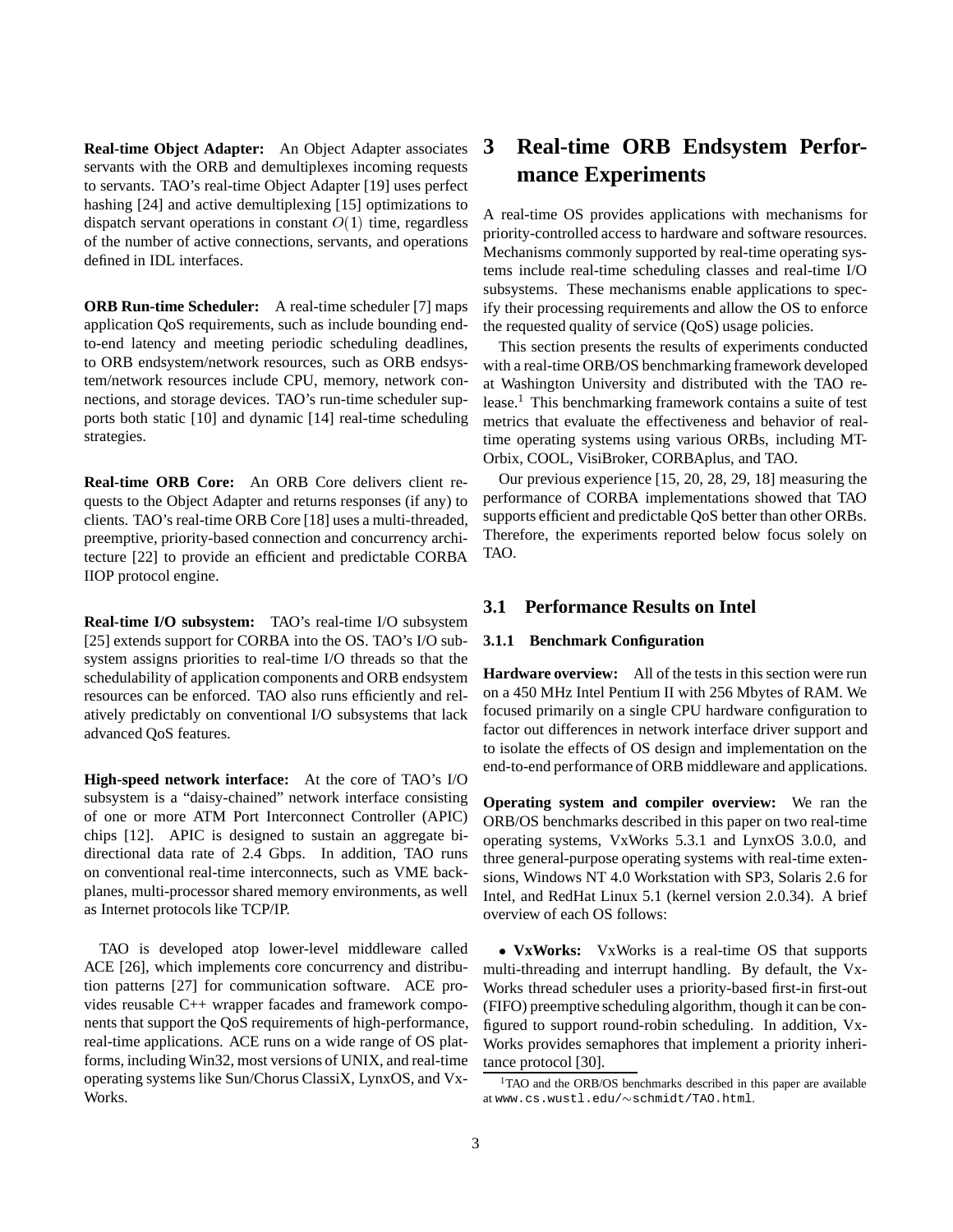**Real-time Object Adapter:** An Object Adapter associates servants with the ORB and demultiplexes incoming requests to servants. TAO's real-time Object Adapter [19] uses perfect hashing [24] and active demultiplexing [15] optimizations to dispatch servant operations in constant $O(1)$ time, regardless of the number of active connections, servants, and operations defined in IDL interfaces.

**ORB Run-time Scheduler:** A real-time scheduler [7] maps application QoS requirements, such as include bounding end-to-end latency and meeting periodic scheduling deadlines, to ORB endsystem/network resources, such as ORB endsystem/network resources include CPU, memory, network connections, and storage devices. TAO's run-time scheduler supports both static [10] and dynamic [14] real-time scheduling strategies.

**Real-time ORB Core:** An ORB Core delivers client requests to the Object Adapter and returns responses (if any) to clients. TAO's real-time ORB Core [18] uses a multi-threaded, preemptive, priority-based connection and concurrency architecture [22] to provide an efficient and predictable CORBA IIOP protocol engine.

**Real-time I/O subsystem:** TAO's real-time I/O subsystem [25] extends support for CORBA into the OS. TAO's I/O subsystem assigns priorities to real-time I/O threads so that the schedulability of application components and ORB endsystem resources can be enforced. TAO also runs efficiently and relatively predictably on conventional I/O subsystems that lack advanced QoS features.

**High-speed network interface:** At the core of TAO's I/O subsystem is a "daisy-chained" network interface consisting of one or more ATM Port Interconnect Controller (APIC) chips [12]. APIC is designed to sustain an aggregate bidirectional data rate of 2.4 Gbps. In addition, TAO runs on conventional real-time interconnects, such as VME backplanes, multi-processor shared memory environments, as well as Internet protocols like TCP/IP.

TAO is developed atop lower-level middleware called ACE [26], which implements core concurrency and distribution patterns [27] for communication software. ACE provides reusable C++ wrapper facades and framework components that support the QoS requirements of high-performance, real-time applications. ACE runs on a wide range of OS platforms, including Win32, most versions of UNIX, and real-time operating systems like Sun/Chorus ClassiX, LynxOS, and VxWorks.

# 3 Real-time ORB Endsystem Performance Experiments

A real-time OS provides applications with mechanisms for priority-controlled access to hardware and software resources. Mechanisms commonly supported by real-time operating systems include real-time scheduling classes and real-time I/O subsystems. These mechanisms enable applications to specify their processing requirements and allow the OS to enforce the requested quality of service (QoS) usage policies.

This section presents the results of experiments conducted with a real-time ORB/OS benchmarking framework developed at Washington University and distributed with the TAO release.[1] This benchmarking framework contains a suite of test metrics that evaluate the effectiveness and behavior of real-time operating systems using various ORBs, including MT-Orbix, COOL, VisiBroker, CORBAplus, and TAO.

Our previous experience [15, 20, 28, 29, 18] measuring the performance of CORBA implementations showed that TAO supports efficient and predictable QoS better than other ORBs. Therefore, the experiments reported below focus solely on TAO.

## 3.1 Performance Results on Intel

### 3.1.1 Benchmark Configuration

**Hardware overview:** All of the tests in this section were run on a 450 MHz Intel Pentium II with 256 Mbytes of RAM. We focused primarily on a single CPU hardware configuration to factor out differences in network interface driver support and to isolate the effects of OS design and implementation on the end-to-end performance of ORB middleware and applications.

**Operating system and compiler overview:** We ran the ORB/OS benchmarks described in this paper on two real-time operating systems, VxWorks 5.3.1 and LynxOS 3.0.0, and three general-purpose operating systems with real-time extensions, Windows NT 4.0 Workstation with SP3, Solaris 2.6 for Intel, and RedHat Linux 5.1 (kernel version 2.0.34). A brief overview of each OS follows:

- **VxWorks:** VxWorks is a real-time OS that supports multi-threading and interrupt handling. By default, the VxWorks thread scheduler uses a priority-based first-in first-out (FIFO) preemptive scheduling algorithm, though it can be configured to support round-robin scheduling. In addition, VxWorks provides semaphores that implement a priority inheritance protocol [30].

[1] TAO and the ORB/OS benchmarks described in this paper are available at www.cs.wustl.edu/∼schmidt/TAO.html.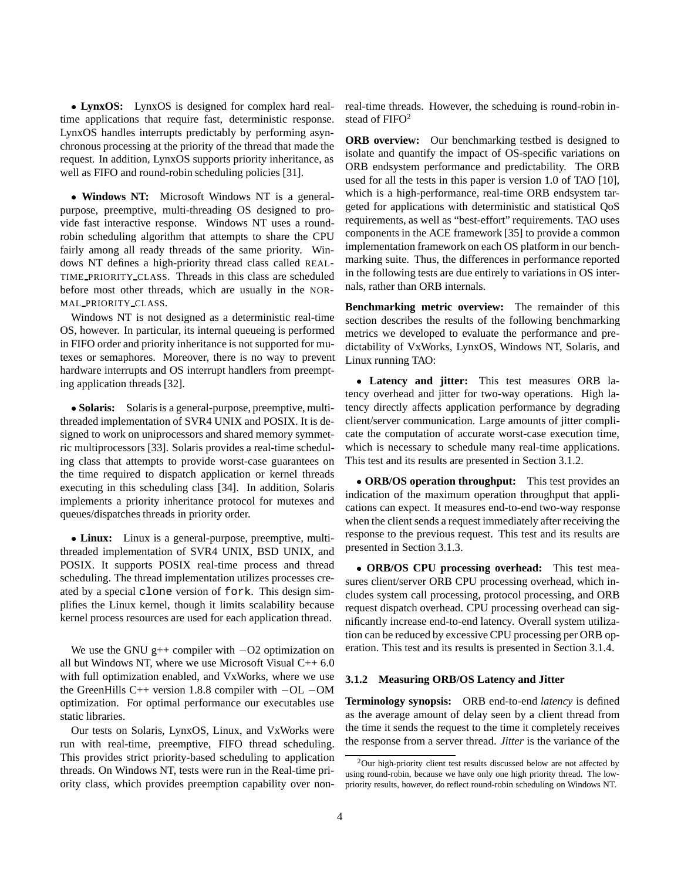• **LynxOS:** LynxOS is designed for complex hard real-time applications that require fast, deterministic response. LynxOS handles interrupts predictably by performing asynchronous processing at the priority of the thread that made the request. In addition, LynxOS supports priority inheritance, as well as FIFO and round-robin scheduling policies [31].

• **Windows NT:** Microsoft Windows NT is a general-purpose, preemptive, multi-threading OS designed to provide fast interactive response. Windows NT uses a round-robin scheduling algorithm that attempts to share the CPU fairly among all ready threads of the same priority. Windows NT defines a high-priority thread class called REALTIME_PRIORITY_CLASS. Threads in this class are scheduled before most other threads, which are usually in the NORMAL_PRIORITY_CLASS.

Windows NT is not designed as a deterministic real-time OS, however. In particular, its internal queueing is performed in FIFO order and priority inheritance is not supported for mutexes or semaphores. Moreover, there is no way to prevent hardware interrupts and OS interrupt handlers from preempting application threads [32].

• **Solaris:** Solaris is a general-purpose, preemptive, multithreaded implementation of SVR4 UNIX and POSIX. It is designed to work on uniprocessors and shared memory symmetric multiprocessors [33]. Solaris provides a real-time scheduling class that attempts to provide worst-case guarantees on the time required to dispatch application or kernel threads executing in this scheduling class [34]. In addition, Solaris implements a priority inheritance protocol for mutexes and queues/dispatches threads in priority order.

• **Linux:** Linux is a general-purpose, preemptive, multithreaded implementation of SVR4 UNIX, BSD UNIX, and POSIX. It supports POSIX real-time process and thread scheduling. The thread implementation utilizes processes created by a special `clone` version of `fork`. This design simplifies the Linux kernel, though it limits scalability because kernel process resources are used for each application thread.

We use the GNU g++ compiler with −O2 optimization on all but Windows NT, where we use Microsoft Visual C++ 6.0 with full optimization enabled, and VxWorks, where we use the GreenHills C++ version 1.8.8 compiler with −OL −OM optimization. For optimal performance our executables use static libraries.

Our tests on Solaris, LynxOS, Linux, and VxWorks were run with real-time, preemptive, FIFO thread scheduling. This provides strict priority-based scheduling to application threads. On Windows NT, tests were run in the Real-time priority class, which provides preemption capability over non-real-time threads. However, the scheduing is round-robin instead of FIFO[2]

**ORB overview:** Our benchmarking testbed is designed to isolate and quantify the impact of OS-specific variations on ORB endsystem performance and predictability. The ORB used for all the tests in this paper is version 1.0 of TAO [10], which is a high-performance, real-time ORB endsystem targeted for applications with deterministic and statistical QoS requirements, as well as "best-effort" requirements. TAO uses components in the ACE framework [35] to provide a common implementation framework on each OS platform in our benchmarking suite. Thus, the differences in performance reported in the following tests are due entirely to variations in OS internals, rather than ORB internals.

**Benchmarking metric overview:** The remainder of this section describes the results of the following benchmarking metrics we developed to evaluate the performance and predictability of VxWorks, LynxOS, Windows NT, Solaris, and Linux running TAO:

• **Latency and jitter:** This test measures ORB latency overhead and jitter for two-way operations. High latency directly affects application performance by degrading client/server communication. Large amounts of jitter complicate the computation of accurate worst-case execution time, which is necessary to schedule many real-time applications. This test and its results are presented in Section 3.1.2.

• **ORB/OS operation throughput:** This test provides an indication of the maximum operation throughput that applications can expect. It measures end-to-end two-way response when the client sends a request immediately after receiving the response to the previous request. This test and its results are presented in Section 3.1.3.

• **ORB/OS CPU processing overhead:** This test measures client/server ORB CPU processing overhead, which includes system call processing, protocol processing, and ORB request dispatch overhead. CPU processing overhead can significantly increase end-to-end latency. Overall system utilization can be reduced by excessive CPU processing per ORB operation. This test and its results is presented in Section 3.1.4.

### 3.1.2 Measuring ORB/OS Latency and Jitter

**Terminology synopsis:** ORB end-to-end *latency* is defined as the average amount of delay seen by a client thread from the time it sends the request to the time it completely receives the response from a server thread. *Jitter* is the variance of the

[2] Our high-priority client test results discussed below are not affected by using round-robin, because we have only one high priority thread. The low-priority results, however, do reflect round-robin scheduling on Windows NT.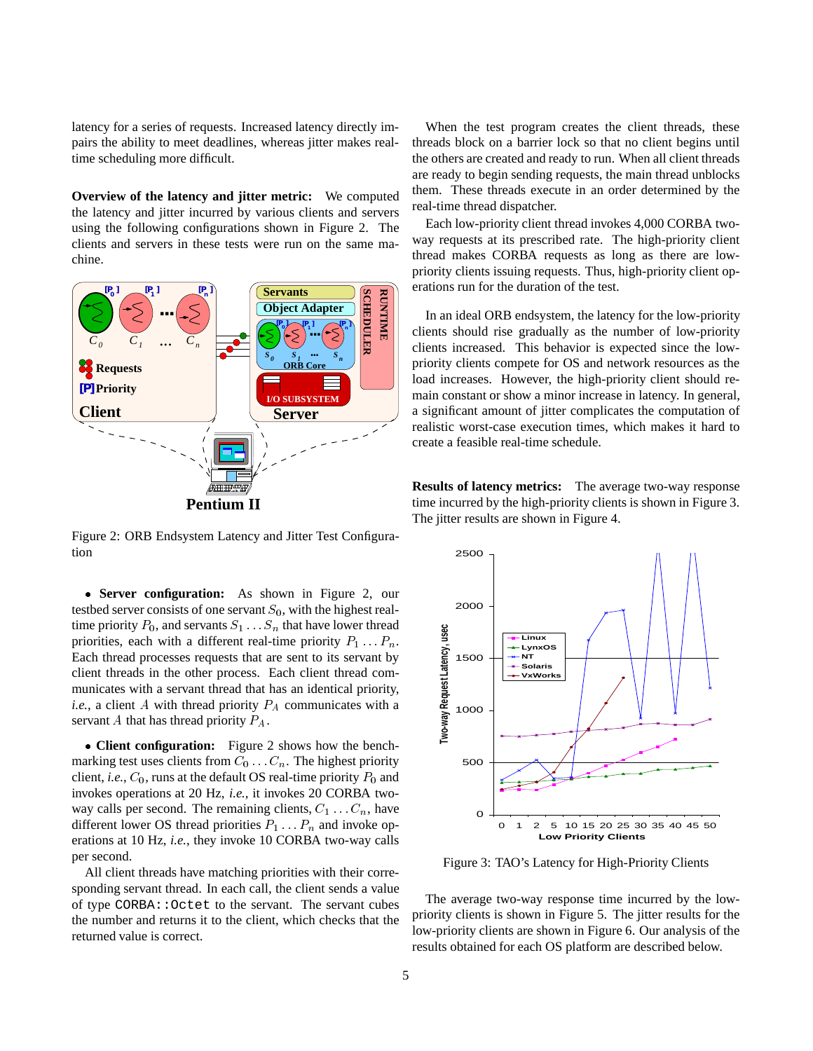latency for a series of requests. Increased latency directly impairs the ability to meet deadlines, whereas jitter makes real-time scheduling more difficult.

**Overview of the latency and jitter metric:** We computed the latency and jitter incurred by various clients and servers using the following configurations shown in Figure 2. The clients and servers in these tests were run on the same machine.

Figure 2: ORB Endsystem Latency and Jitter Test Configuration

- **Server configuration:** As shown in Figure 2, our testbed server consists of one servant $S_0$, with the highest real-time priority $P_0$, and servants $S_1 \ldots S_n$ that have lower thread priorities, each with a different real-time priority $P_1 \ldots P_n$. Each thread processes requests that are sent to its servant by client threads in the other process. Each client thread communicates with a servant thread that has an identical priority, *i.e.*, a client $A$ with thread priority $P_A$ communicates with a servant $A$ that has thread priority $P_A$.

- **Client configuration:** Figure 2 shows how the benchmarking test uses clients from $C_0 \ldots C_n$. The highest priority client, *i.e.*, $C_0$, runs at the default OS real-time priority $P_0$ and invokes operations at 20 Hz, *i.e.*, it invokes 20 CORBA two-way calls per second. The remaining clients, $C_1 \ldots C_n$, have different lower OS thread priorities $P_1 \ldots P_n$ and invoke operations at 10 Hz, *i.e.*, they invoke 10 CORBA two-way calls per second.

All client threads have matching priorities with their corresponding servant thread. In each call, the client sends a value of type `CORBA::Octet` to the servant. The servant cubes the number and returns it to the client, which checks that the returned value is correct.

When the test program creates the client threads, these threads block on a barrier lock so that no client begins until the others are created and ready to run. When all client threads are ready to begin sending requests, the main thread unblocks them. These threads execute in an order determined by the real-time thread dispatcher.

Each low-priority client thread invokes 4,000 CORBA two-way requests at its prescribed rate. The high-priority client thread makes CORBA requests as long as there are low-priority clients issuing requests. Thus, high-priority client operations run for the duration of the test.

In an ideal ORB endsystem, the latency for the low-priority clients should rise gradually as the number of low-priority clients increased. This behavior is expected since the low-priority clients compete for OS and network resources as the load increases. However, the high-priority client should remain constant or show a minor increase in latency. In general, a significant amount of jitter complicates the computation of realistic worst-case execution times, which makes it hard to create a feasible real-time schedule.

**Results of latency metrics:** The average two-way response time incurred by the high-priority clients is shown in Figure 3. The jitter results are shown in Figure 4.

Figure 3: TAO's Latency for High-Priority Clients

The average two-way response time incurred by the low-priority clients is shown in Figure 5. The jitter results for the low-priority clients are shown in Figure 6. Our analysis of the results obtained for each OS platform are described below.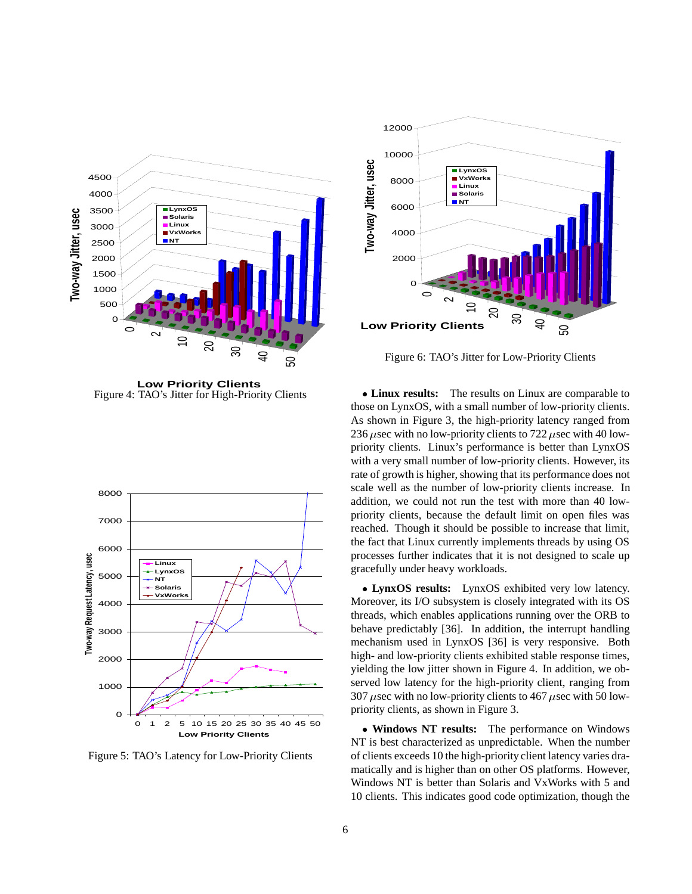Figure 4: TAO's Jitter for High-Priority Clients

Figure 5: TAO's Latency for Low-Priority Clients

Figure 6: TAO's Jitter for Low-Priority Clients

- **Linux results:** The results on Linux are comparable to those on LynxOS, with a small number of low-priority clients. As shown in Figure 3, the high-priority latency ranged from 236 $\mu$sec with no low-priority clients to 722 $\mu$sec with 40 low-priority clients. Linux's performance is better than LynxOS with a very small number of low-priority clients. However, its rate of growth is higher, showing that its performance does not scale well as the number of low-priority clients increase. In addition, we could not run the test with more than 40 low-priority clients, because the default limit on open files was reached. Though it should be possible to increase that limit, the fact that Linux currently implements threads by using OS processes further indicates that it is not designed to scale up gracefully under heavy workloads.

- **LynxOS results:** LynxOS exhibited very low latency. Moreover, its I/O subsystem is closely integrated with its OS threads, which enables applications running over the ORB to behave predictably [36]. In addition, the interrupt handling mechanism used in LynxOS [36] is very responsive. Both high- and low-priority clients exhibited stable response times, yielding the low jitter shown in Figure 4. In addition, we observed low latency for the high-priority client, ranging from 307 $\mu$sec with no low-priority clients to 467 $\mu$sec with 50 low-priority clients, as shown in Figure 3.

- **Windows NT results:** The performance on Windows NT is best characterized as unpredictable. When the number of clients exceeds 10 the high-priority client latency varies dramatically and is higher than on other OS platforms. However, Windows NT is better than Solaris and VxWorks with 5 and 10 clients. This indicates good code optimization, though the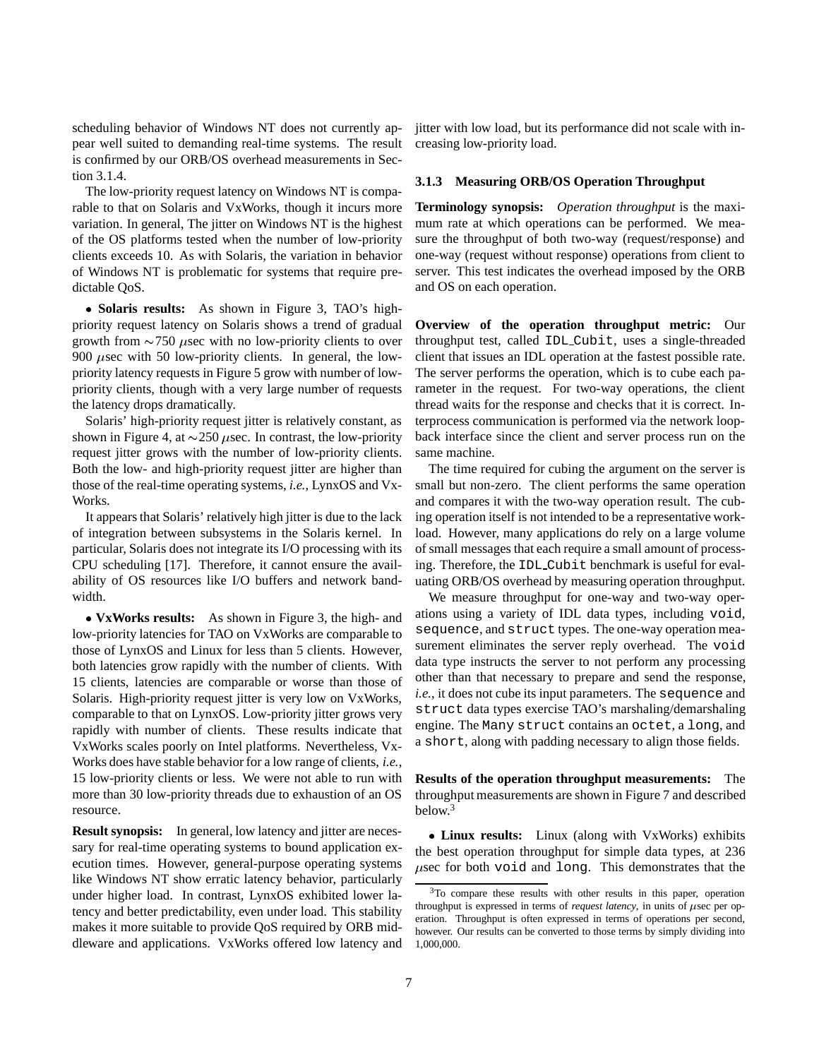scheduling behavior of Windows NT does not currently appear well suited to demanding real-time systems. The result is confirmed by our ORB/OS overhead measurements in Section 3.1.4.

The low-priority request latency on Windows NT is comparable to that on Solaris and VxWorks, though it incurs more variation. In general, The jitter on Windows NT is the highest of the OS platforms tested when the number of low-priority clients exceeds 10. As with Solaris, the variation in behavior of Windows NT is problematic for systems that require predictable QoS.

- **Solaris results:** As shown in Figure 3, TAO's high-priority request latency on Solaris shows a trend of gradual growth from $\sim$750 $\mu$sec with no low-priority clients to over 900 $\mu$sec with 50 low-priority clients. In general, the low-priority latency requests in Figure 5 grow with number of low-priority clients, though with a very large number of requests the latency drops dramatically.

Solaris' high-priority request jitter is relatively constant, as shown in Figure 4, at $\sim$250 $\mu$sec. In contrast, the low-priority request jitter grows with the number of low-priority clients. Both the low- and high-priority request jitter are higher than those of the real-time operating systems, *i.e.*, LynxOS and VxWorks.

It appears that Solaris' relatively high jitter is due to the lack of integration between subsystems in the Solaris kernel. In particular, Solaris does not integrate its I/O processing with its CPU scheduling [17]. Therefore, it cannot ensure the availability of OS resources like I/O buffers and network bandwidth.

- **VxWorks results:** As shown in Figure 3, the high- and low-priority latencies for TAO on VxWorks are comparable to those of LynxOS and Linux for less than 5 clients. However, both latencies grow rapidly with the number of clients. With 15 clients, latencies are comparable or worse than those of Solaris. High-priority request jitter is very low on VxWorks, comparable to that on LynxOS. Low-priority jitter grows very rapidly with number of clients. These results indicate that VxWorks scales poorly on Intel platforms. Nevertheless, VxWorks does have stable behavior for a low range of clients, *i.e.*, 15 low-priority clients or less. We were not able to run with more than 30 low-priority threads due to exhaustion of an OS resource.

**Result synopsis:** In general, low latency and jitter are necessary for real-time operating systems to bound application execution times. However, general-purpose operating systems like Windows NT show erratic latency behavior, particularly under higher load. In contrast, LynxOS exhibited lower latency and better predictability, even under load. This stability makes it more suitable to provide QoS required by ORB middleware and applications. VxWorks offered low latency and jitter with low load, but its performance did not scale with increasing low-priority load.

#### 3.1.3 Measuring ORB/OS Operation Throughput

**Terminology synopsis:** *Operation throughput* is the maximum rate at which operations can be performed. We measure the throughput of both two-way (request/response) and one-way (request without response) operations from client to server. This test indicates the overhead imposed by the ORB and OS on each operation.

**Overview of the operation throughput metric:** Our throughput test, called `IDL_Cubit`, uses a single-threaded client that issues an IDL operation at the fastest possible rate. The server performs the operation, which is to cube each parameter in the request. For two-way operations, the client thread waits for the response and checks that it is correct. Interprocess communication is performed via the network loopback interface since the client and server process run on the same machine.

The time required for cubing the argument on the server is small but non-zero. The client performs the same operation and compares it with the two-way operation result. The cubing operation itself is not intended to be a representative workload. However, many applications do rely on a large volume of small messages that each require a small amount of processing. Therefore, the `IDL_Cubit` benchmark is useful for evaluating ORB/OS overhead by measuring operation throughput.

We measure throughput for one-way and two-way operations using a variety of IDL data types, including `void`, `sequence`, and `struct` types. The one-way operation measurement eliminates the server reply overhead. The `void` data type instructs the server to not perform any processing other than that necessary to prepare and send the response, *i.e.*, it does not cube its input parameters. The `sequence` and `struct` data types exercise TAO's marshaling/demarshaling engine. The `Many struct` contains an `octet`, a `long`, and a `short`, along with padding necessary to align those fields.

**Results of the operation throughput measurements:** The throughput measurements are shown in Figure 7 and described below.[3]

- **Linux results:** Linux (along with VxWorks) exhibits the best operation throughput for simple data types, at 236 $\mu$sec for both `void` and `long`. This demonstrates that the

[3] To compare these results with other results in this paper, operation throughput is expressed in terms of *request latency*, in units of $\mu$sec per operation. Throughput is often expressed in terms of operations per second, however. Our results can be converted to those terms by simply dividing into 1,000,000.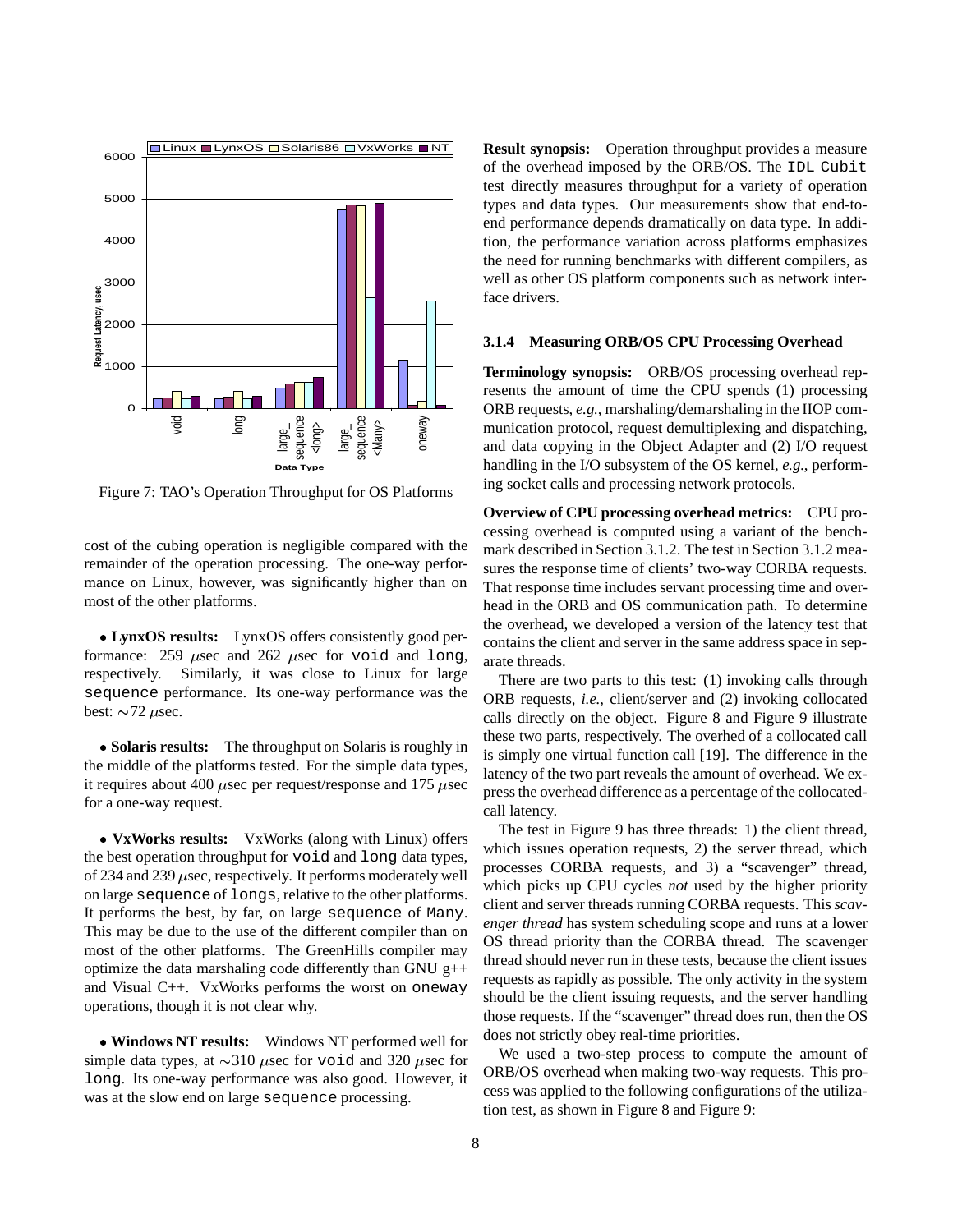Figure 7: TAO's Operation Throughput for OS Platforms

cost of the cubing operation is negligible compared with the remainder of the operation processing. The one-way performance on Linux, however, was significantly higher than on most of the other platforms.

- **LynxOS results:** LynxOS offers consistently good performance: 259 $\mu$sec and 262 $\mu$sec for `void` and `long`, respectively. Similarly, it was close to Linux for large `sequence` performance. Its one-way performance was the best: $\sim$72 $\mu$sec.

- **Solaris results:** The throughput on Solaris is roughly in the middle of the platforms tested. For the simple data types, it requires about 400 $\mu$sec per request/response and 175 $\mu$sec for a one-way request.

- **VxWorks results:** VxWorks (along with Linux) offers the best operation throughput for `void` and `long` data types, of 234 and 239 $\mu$sec, respectively. It performs moderately well on large `sequence` of `longs`, relative to the other platforms. It performs the best, by far, on large `sequence` of `Many`. This may be due to the use of the different compiler than on most of the other platforms. The GreenHills compiler may optimize the data marshaling code differently than GNU g++ and Visual C++. VxWorks performs the worst on `oneway` operations, though it is not clear why.

- **Windows NT results:** Windows NT performed well for simple data types, at $\sim$310 $\mu$sec for `void` and 320 $\mu$sec for `long`. Its one-way performance was also good. However, it was at the slow end on large `sequence` processing.

**Result synopsis:** Operation throughput provides a measure of the overhead imposed by the ORB/OS. The `IDL_Cubit` test directly measures throughput for a variety of operation types and data types. Our measurements show that end-to-end performance depends dramatically on data type. In addition, the performance variation across platforms emphasizes the need for running benchmarks with different compilers, as well as other OS platform components such as network interface drivers.

### 3.1.4 Measuring ORB/OS CPU Processing Overhead

**Terminology synopsis:** ORB/OS processing overhead represents the amount of time the CPU spends (1) processing ORB requests, *e.g.*, marshaling/demarshaling in the IIOP communication protocol, request demultiplexing and dispatching, and data copying in the Object Adapter and (2) I/O request handling in the I/O subsystem of the OS kernel, *e.g.*, performing socket calls and processing network protocols.

**Overview of CPU processing overhead metrics:** CPU processing overhead is computed using a variant of the benchmark described in Section 3.1.2. The test in Section 3.1.2 measures the response time of clients' two-way CORBA requests. That response time includes servant processing time and overhead in the ORB and OS communication path. To determine the overhead, we developed a version of the latency test that contains the client and server in the same address space in separate threads.

There are two parts to this test: (1) invoking calls through ORB requests, *i.e.*, client/server and (2) invoking collocated calls directly on the object. Figure 8 and Figure 9 illustrate these two parts, respectively. The overhed of a collocated call is simply one virtual function call [19]. The difference in the latency of the two part reveals the amount of overhead. We express the overhead difference as a percentage of the collocated-call latency.

The test in Figure 9 has three threads: 1) the client thread, which issues operation requests, 2) the server thread, which processes CORBA requests, and 3) a "scavenger" thread, which picks up CPU cycles *not* used by the higher priority client and server threads running CORBA requests. This *scavenger thread* has system scheduling scope and runs at a lower OS thread priority than the CORBA thread. The scavenger thread should never run in these tests, because the client issues requests as rapidly as possible. The only activity in the system should be the client issuing requests, and the server handling those requests. If the "scavenger" thread does run, then the OS does not strictly obey real-time priorities.

We used a two-step process to compute the amount of ORB/OS overhead when making two-way requests. This process was applied to the following configurations of the utilization test, as shown in Figure 8 and Figure 9: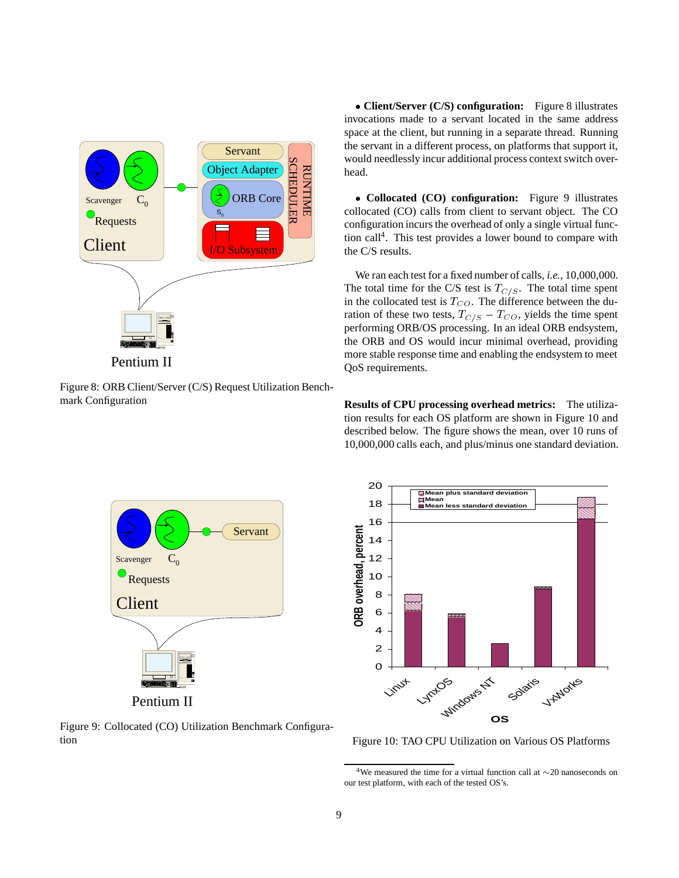Figure 8: ORB Client/Server (C/S) Request Utilization Benchmark Configuration

Figure 9: Collocated (CO) Utilization Benchmark Configuration

- **Client/Server (C/S) configuration:** Figure 8 illustrates invocations made to a servant located in the same address space at the client, but running in a separate thread. Running the servant in a different process, on platforms that support it, would needlessly incur additional process context switch overhead.

- **Collocated (CO) configuration:** Figure 9 illustrates collocated (CO) calls from client to servant object. The CO configuration incurs the overhead of only a single virtual function call[4]. This test provides a lower bound to compare with the C/S results.

We ran each test for a fixed number of calls, *i.e.*, 10,000,000. The total time for the C/S test is $T_{C/S}$. The total time spent in the collocated test is $T_{CO}$. The difference between the duration of these two tests, $T_{C/S} - T_{CO}$, yields the time spent performing ORB/OS processing. In an ideal ORB endsystem, the ORB and OS would incur minimal overhead, providing more stable response time and enabling the endsystem to meet QoS requirements.

**Results of CPU processing overhead metrics:** The utilization results for each OS platform are shown in Figure 10 and described below. The figure shows the mean, over 10 runs of 10,000,000 calls each, and plus/minus one standard deviation.

Figure 10: TAO CPU Utilization on Various OS Platforms

[4] We measured the time for a virtual function call at ~20 nanoseconds on our test platform, with each of the tested OS's.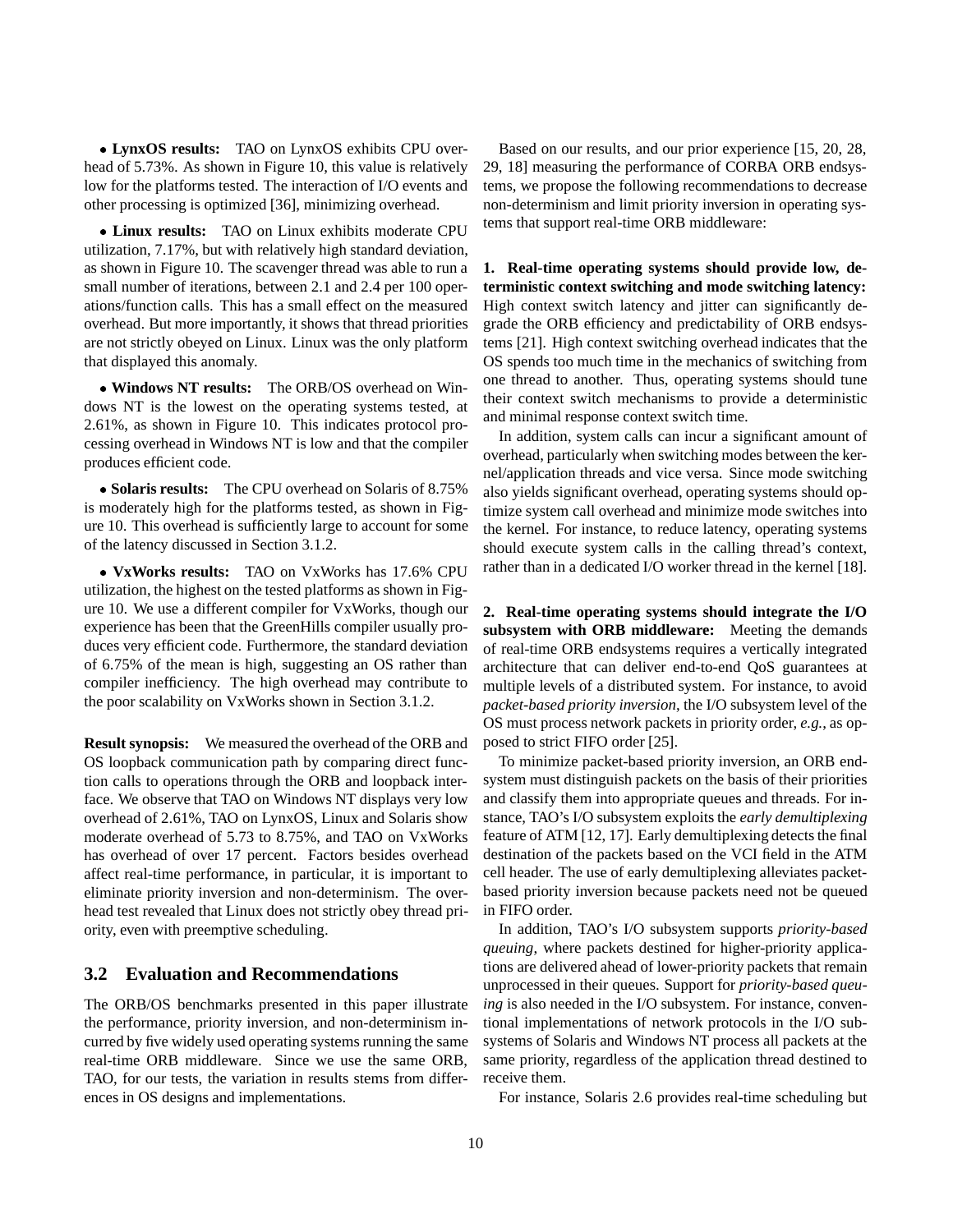• **LynxOS results:** TAO on LynxOS exhibits CPU overhead of 5.73%. As shown in Figure 10, this value is relatively low for the platforms tested. The interaction of I/O events and other processing is optimized [36], minimizing overhead.

• **Linux results:** TAO on Linux exhibits moderate CPU utilization, 7.17%, but with relatively high standard deviation, as shown in Figure 10. The scavenger thread was able to run a small number of iterations, between 2.1 and 2.4 per 100 operations/function calls. This has a small effect on the measured overhead. But more importantly, it shows that thread priorities are not strictly obeyed on Linux. Linux was the only platform that displayed this anomaly.

• **Windows NT results:** The ORB/OS overhead on Windows NT is the lowest on the operating systems tested, at 2.61%, as shown in Figure 10. This indicates protocol processing overhead in Windows NT is low and that the compiler produces efficient code.

• **Solaris results:** The CPU overhead on Solaris of 8.75% is moderately high for the platforms tested, as shown in Figure 10. This overhead is sufficiently large to account for some of the latency discussed in Section 3.1.2.

• **VxWorks results:** TAO on VxWorks has 17.6% CPU utilization, the highest on the tested platforms as shown in Figure 10. We use a different compiler for VxWorks, though our experience has been that the GreenHills compiler usually produces very efficient code. Furthermore, the standard deviation of 6.75% of the mean is high, suggesting an OS rather than compiler inefficiency. The high overhead may contribute to the poor scalability on VxWorks shown in Section 3.1.2.

**Result synopsis:** We measured the overhead of the ORB and OS loopback communication path by comparing direct function calls to operations through the ORB and loopback interface. We observe that TAO on Windows NT displays very low overhead of 2.61%, TAO on LynxOS, Linux and Solaris show moderate overhead of 5.73 to 8.75%, and TAO on VxWorks has overhead of over 17 percent. Factors besides overhead affect real-time performance, in particular, it is important to eliminate priority inversion and non-determinism. The overhead test revealed that Linux does not strictly obey thread priority, even with preemptive scheduling.

## 3.2 Evaluation and Recommendations

The ORB/OS benchmarks presented in this paper illustrate the performance, priority inversion, and non-determinism incurred by five widely used operating systems running the same real-time ORB middleware. Since we use the same ORB, TAO, for our tests, the variation in results stems from differences in OS designs and implementations.

Based on our results, and our prior experience [15, 20, 28, 29, 18] measuring the performance of CORBA ORB endsystems, we propose the following recommendations to decrease non-determinism and limit priority inversion in operating systems that support real-time ORB middleware:

**1. Real-time operating systems should provide low, deterministic context switching and mode switching latency:** High context switch latency and jitter can significantly degrade the ORB efficiency and predictability of ORB endsystems [21]. High context switching overhead indicates that the OS spends too much time in the mechanics of switching from one thread to another. Thus, operating systems should tune their context switch mechanisms to provide a deterministic and minimal response context switch time.

In addition, system calls can incur a significant amount of overhead, particularly when switching modes between the kernel/application threads and vice versa. Since mode switching also yields significant overhead, operating systems should optimize system call overhead and minimize mode switches into the kernel. For instance, to reduce latency, operating systems should execute system calls in the calling thread's context, rather than in a dedicated I/O worker thread in the kernel [18].

**2. Real-time operating systems should integrate the I/O subsystem with ORB middleware:** Meeting the demands of real-time ORB endsystems requires a vertically integrated architecture that can deliver end-to-end QoS guarantees at multiple levels of a distributed system. For instance, to avoid *packet-based priority inversion*, the I/O subsystem level of the OS must process network packets in priority order, *e.g.*, as opposed to strict FIFO order [25].

To minimize packet-based priority inversion, an ORB endsystem must distinguish packets on the basis of their priorities and classify them into appropriate queues and threads. For instance, TAO's I/O subsystem exploits the *early demultiplexing* feature of ATM [12, 17]. Early demultiplexing detects the final destination of the packets based on the VCI field in the ATM cell header. The use of early demultiplexing alleviates packet-based priority inversion because packets need not be queued in FIFO order.

In addition, TAO's I/O subsystem supports *priority-based queuing*, where packets destined for higher-priority applications are delivered ahead of lower-priority packets that remain unprocessed in their queues. Support for *priority-based queuing* is also needed in the I/O subsystem. For instance, conventional implementations of network protocols in the I/O subsystems of Solaris and Windows NT process all packets at the same priority, regardless of the application thread destined to receive them.

For instance, Solaris 2.6 provides real-time scheduling but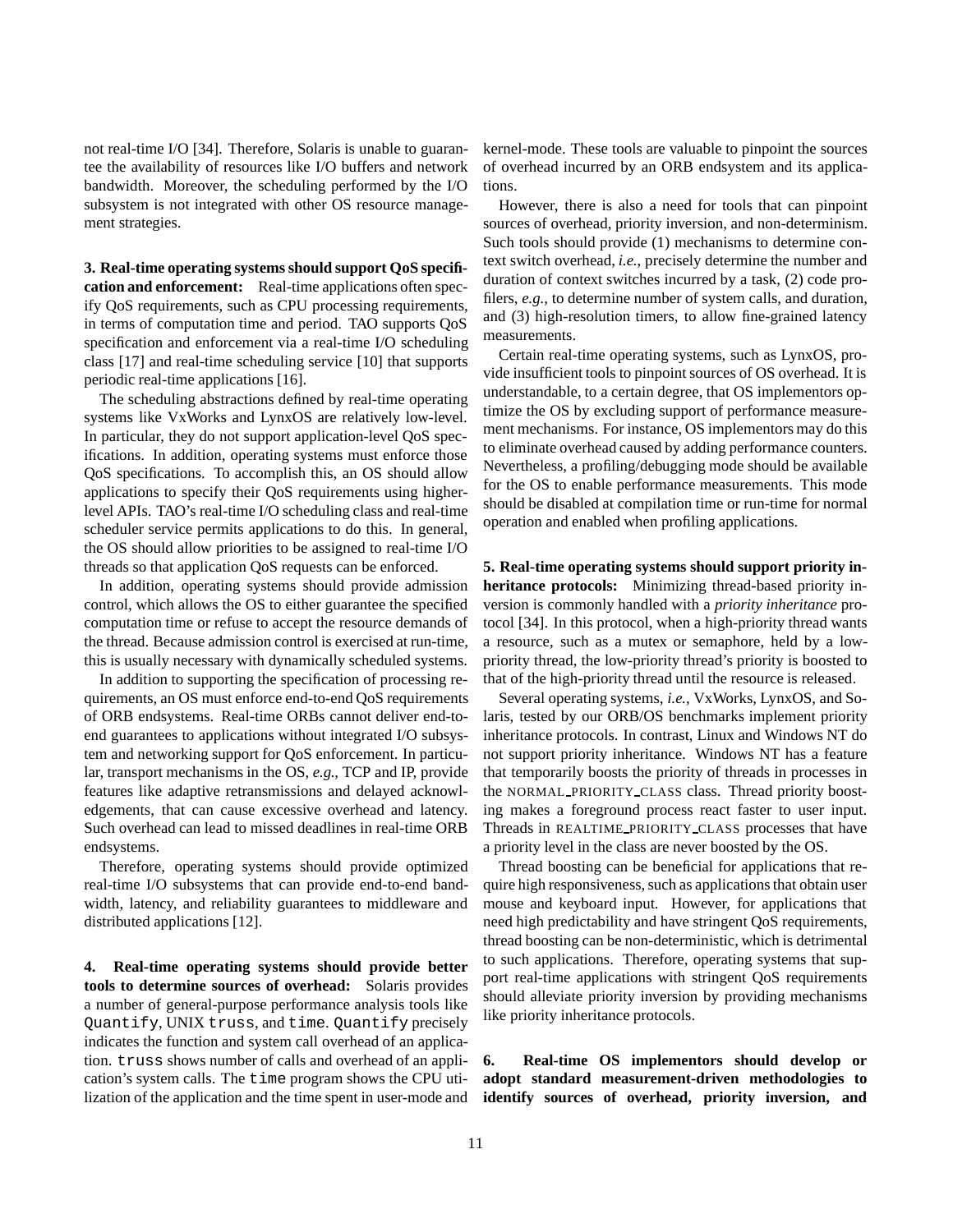not real-time I/O [34]. Therefore, Solaris is unable to guarantee the availability of resources like I/O buffers and network bandwidth. Moreover, the scheduling performed by the I/O subsystem is not integrated with other OS resource management strategies.

**3. Real-time operating systems should support QoS specification and enforcement:** Real-time applications often specify QoS requirements, such as CPU processing requirements, in terms of computation time and period. TAO supports QoS specification and enforcement via a real-time I/O scheduling class [17] and real-time scheduling service [10] that supports periodic real-time applications [16].

The scheduling abstractions defined by real-time operating systems like VxWorks and LynxOS are relatively low-level. In particular, they do not support application-level QoS specifications. In addition, operating systems must enforce those QoS specifications. To accomplish this, an OS should allow applications to specify their QoS requirements using higher-level APIs. TAO's real-time I/O scheduling class and real-time scheduler service permits applications to do this. In general, the OS should allow priorities to be assigned to real-time I/O threads so that application QoS requests can be enforced.

In addition, operating systems should provide admission control, which allows the OS to either guarantee the specified computation time or refuse to accept the resource demands of the thread. Because admission control is exercised at run-time, this is usually necessary with dynamically scheduled systems.

In addition to supporting the specification of processing requirements, an OS must enforce end-to-end QoS requirements of ORB endsystems. Real-time ORBs cannot deliver end-to-end guarantees to applications without integrated I/O subsystem and networking support for QoS enforcement. In particular, transport mechanisms in the OS, *e.g.*, TCP and IP, provide features like adaptive retransmissions and delayed acknowledgements, that can cause excessive overhead and latency. Such overhead can lead to missed deadlines in real-time ORB endsystems.

Therefore, operating systems should provide optimized real-time I/O subsystems that can provide end-to-end bandwidth, latency, and reliability guarantees to middleware and distributed applications [12].

**4. Real-time operating systems should provide better tools to determine sources of overhead:** Solaris provides a number of general-purpose performance analysis tools like `Quantify`, UNIX `truss`, and `time`. `Quantify` precisely indicates the function and system call overhead of an application. `truss` shows number of calls and overhead of an application's system calls. The `time` program shows the CPU utilization of the application and the time spent in user-mode and kernel-mode. These tools are valuable to pinpoint the sources of overhead incurred by an ORB endsystem and its applications.

However, there is also a need for tools that can pinpoint sources of overhead, priority inversion, and non-determinism. Such tools should provide (1) mechanisms to determine context switch overhead, *i.e.*, precisely determine the number and duration of context switches incurred by a task, (2) code profilers, *e.g.*, to determine number of system calls, and duration, and (3) high-resolution timers, to allow fine-grained latency measurements.

Certain real-time operating systems, such as LynxOS, provide insufficient tools to pinpoint sources of OS overhead. It is understandable, to a certain degree, that OS implementors optimize the OS by excluding support of performance measurement mechanisms. For instance, OS implementors may do this to eliminate overhead caused by adding performance counters. Nevertheless, a profiling/debugging mode should be available for the OS to enable performance measurements. This mode should be disabled at compilation time or run-time for normal operation and enabled when profiling applications.

**5. Real-time operating systems should support priority inheritance protocols:** Minimizing thread-based priority inversion is commonly handled with a *priority inheritance* protocol [34]. In this protocol, when a high-priority thread wants a resource, such as a mutex or semaphore, held by a low-priority thread, the low-priority thread's priority is boosted to that of the high-priority thread until the resource is released.

Several operating systems, *i.e.*, VxWorks, LynxOS, and Solaris, tested by our ORB/OS benchmarks implement priority inheritance protocols. In contrast, Linux and Windows NT do not support priority inheritance. Windows NT has a feature that temporarily boosts the priority of threads in processes in the NORMAL_PRIORITY_CLASS class. Thread priority boosting makes a foreground process react faster to user input. Threads in REALTIME_PRIORITY_CLASS processes that have a priority level in the class are never boosted by the OS.

Thread boosting can be beneficial for applications that require high responsiveness, such as applications that obtain user mouse and keyboard input. However, for applications that need high predictability and have stringent QoS requirements, thread boosting can be non-deterministic, which is detrimental to such applications. Therefore, operating systems that support real-time applications with stringent QoS requirements should alleviate priority inversion by providing mechanisms like priority inheritance protocols.

**6. Real-time OS implementors should develop or adopt standard measurement-driven methodologies to identify sources of overhead, priority inversion, and**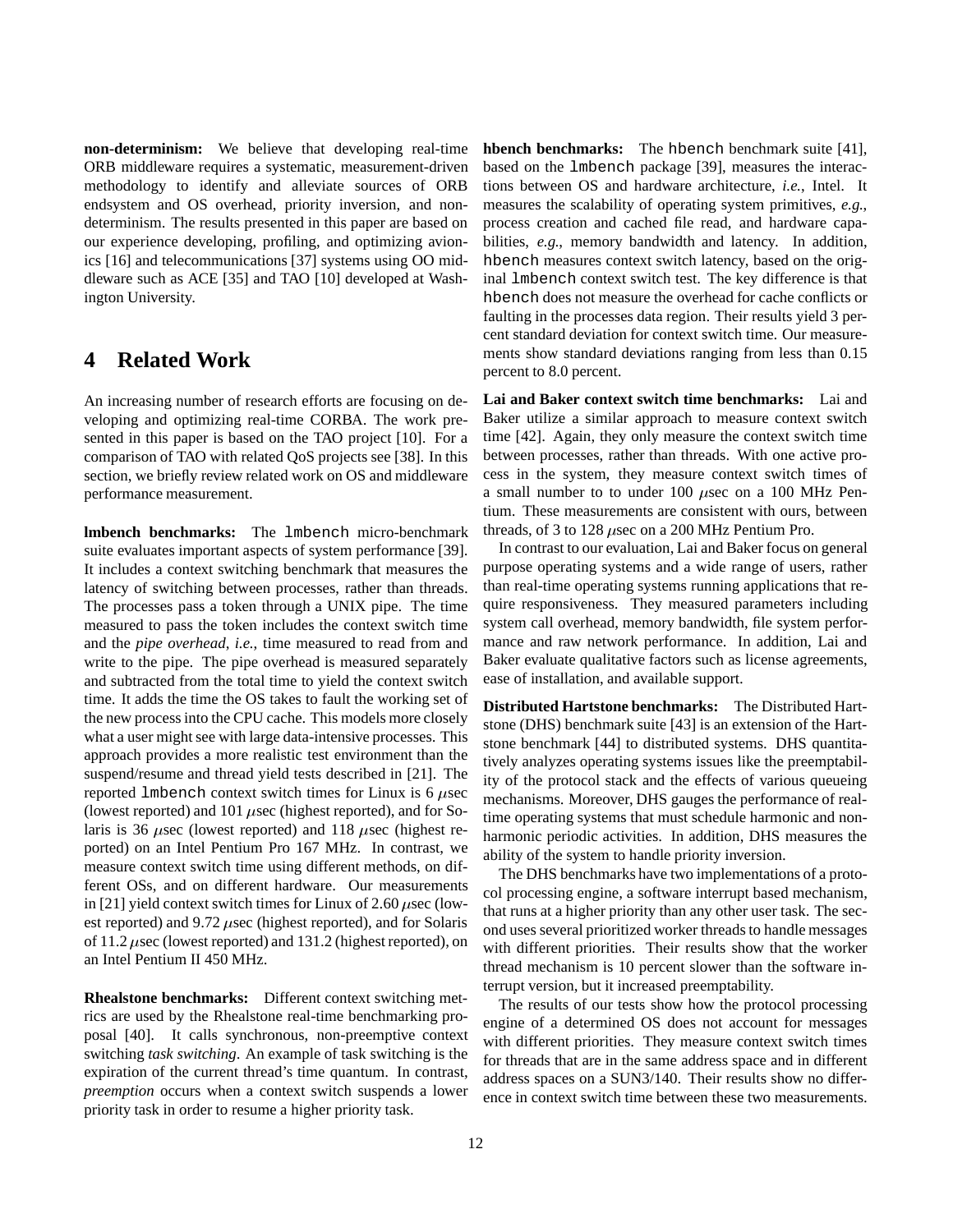**non-determinism:** We believe that developing real-time ORB middleware requires a systematic, measurement-driven methodology to identify and alleviate sources of ORB endsystem and OS overhead, priority inversion, and non-determinism. The results presented in this paper are based on our experience developing, profiling, and optimizing avionics [16] and telecommunications [37] systems using OO middleware such as ACE [35] and TAO [10] developed at Washington University.

# 4 Related Work

An increasing number of research efforts are focusing on developing and optimizing real-time CORBA. The work presented in this paper is based on the TAO project [10]. For a comparison of TAO with related QoS projects see [38]. In this section, we briefly review related work on OS and middleware performance measurement.

**lmbench benchmarks:** The `lmbench` micro-benchmark suite evaluates important aspects of system performance [39]. It includes a context switching benchmark that measures the latency of switching between processes, rather than threads. The processes pass a token through a UNIX pipe. The time measured to pass the token includes the context switch time and the *pipe overhead*, *i.e.*, time measured to read from and write to the pipe. The pipe overhead is measured separately and subtracted from the total time to yield the context switch time. It adds the time the OS takes to fault the working set of the new process into the CPU cache. This models more closely what a user might see with large data-intensive processes. This approach provides a more realistic test environment than the suspend/resume and thread yield tests described in [21]. The reported `lmbench` context switch times for Linux is 6 $\mu$sec (lowest reported) and 101 $\mu$sec (highest reported), and for Solaris is 36 $\mu$sec (lowest reported) and 118 $\mu$sec (highest reported) on an Intel Pentium Pro 167 MHz. In contrast, we measure context switch time using different methods, on different OSs, and on different hardware. Our measurements in [21] yield context switch times for Linux of 2.60 $\mu$sec (lowest reported) and 9.72 $\mu$sec (highest reported), and for Solaris of 11.2 $\mu$sec (lowest reported) and 131.2 (highest reported), on an Intel Pentium II 450 MHz.

**Rhealstone benchmarks:** Different context switching metrics are used by the Rhealstone real-time benchmarking proposal [40]. It calls synchronous, non-preemptive context switching *task switching*. An example of task switching is the expiration of the current thread's time quantum. In contrast, *preemption* occurs when a context switch suspends a lower priority task in order to resume a higher priority task.

**hbench benchmarks:** The `hbench` benchmark suite [41], based on the `lmbench` package [39], measures the interactions between OS and hardware architecture, *i.e.*, Intel. It measures the scalability of operating system primitives, *e.g.*, process creation and cached file read, and hardware capabilities, *e.g.*, memory bandwidth and latency. In addition, `hbench` measures context switch latency, based on the original `lmbench` context switch test. The key difference is that `hbench` does not measure the overhead for cache conflicts or faulting in the processes data region. Their results yield 3 percent standard deviation for context switch time. Our measurements show standard deviations ranging from less than 0.15 percent to 8.0 percent.

**Lai and Baker context switch time benchmarks:** Lai and Baker utilize a similar approach to measure context switch time [42]. Again, they only measure the context switch time between processes, rather than threads. With one active process in the system, they measure context switch times of a small number to to under 100 $\mu$sec on a 100 MHz Pentium. These measurements are consistent with ours, between threads, of 3 to 128 $\mu$sec on a 200 MHz Pentium Pro.

In contrast to our evaluation, Lai and Baker focus on general purpose operating systems and a wide range of users, rather than real-time operating systems running applications that require responsiveness. They measured parameters including system call overhead, memory bandwidth, file system performance and raw network performance. In addition, Lai and Baker evaluate qualitative factors such as license agreements, ease of installation, and available support.

**Distributed Hartstone benchmarks:** The Distributed Hartstone (DHS) benchmark suite [43] is an extension of the Hartstone benchmark [44] to distributed systems. DHS quantitatively analyzes operating systems issues like the preemptability of the protocol stack and the effects of various queueing mechanisms. Moreover, DHS gauges the performance of real-time operating systems that must schedule harmonic and non-harmonic periodic activities. In addition, DHS measures the ability of the system to handle priority inversion.

The DHS benchmarks have two implementations of a protocol processing engine, a software interrupt based mechanism, that runs at a higher priority than any other user task. The second uses several prioritized worker threads to handle messages with different priorities. Their results show that the worker thread mechanism is 10 percent slower than the software interrupt version, but it increased preemptability.

The results of our tests show how the protocol processing engine of a determined OS does not account for messages with different priorities. They measure context switch times for threads that are in the same address space and in different address spaces on a SUN3/140. Their results show no difference in context switch time between these two measurements.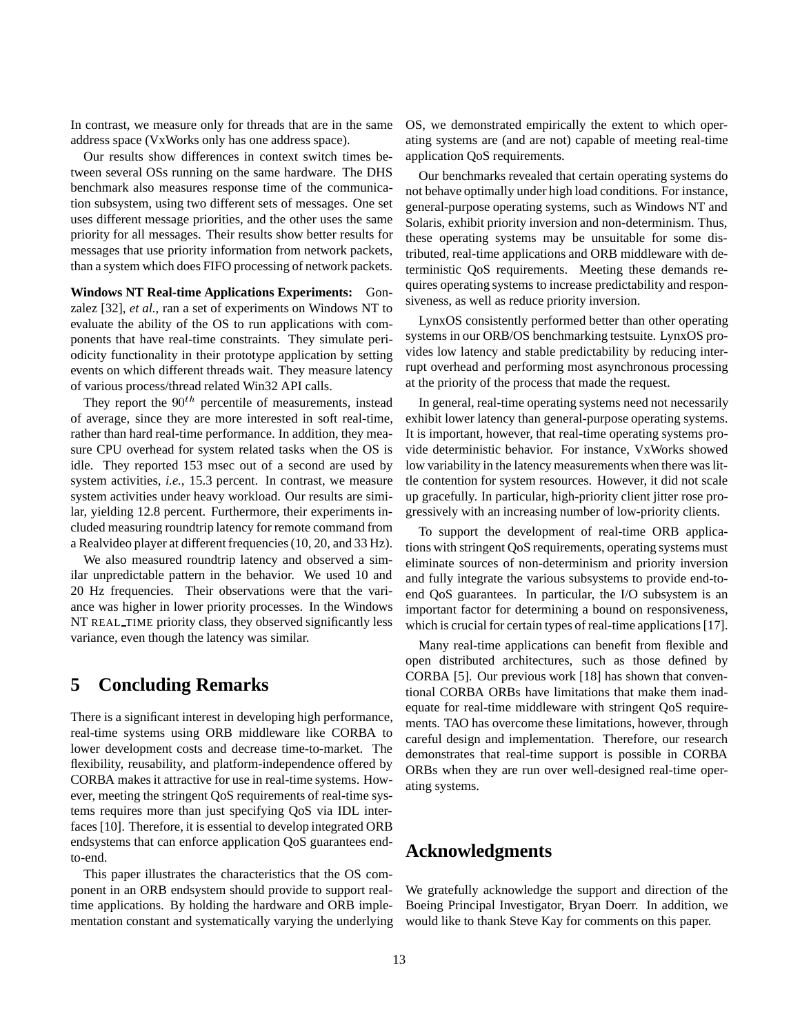In contrast, we measure only for threads that are in the same address space (VxWorks only has one address space).

Our results show differences in context switch times between several OSs running on the same hardware. The DHS benchmark also measures response time of the communication subsystem, using two different sets of messages. One set uses different message priorities, and the other uses the same priority for all messages. Their results show better results for messages that use priority information from network packets, than a system which does FIFO processing of network packets.

**Windows NT Real-time Applications Experiments:** Gonzalez [32], *et al.*, ran a set of experiments on Windows NT to evaluate the ability of the OS to run applications with components that have real-time constraints. They simulate periodicity functionality in their prototype application by setting events on which different threads wait. They measure latency of various process/thread related Win32 API calls.

They report the $90^{th}$ percentile of measurements, instead of average, since they are more interested in soft real-time, rather than hard real-time performance. In addition, they measure CPU overhead for system related tasks when the OS is idle. They reported 153 msec out of a second are used by system activities, *i.e.*, 15.3 percent. In contrast, we measure system activities under heavy workload. Our results are similar, yielding 12.8 percent. Furthermore, their experiments included measuring roundtrip latency for remote command from a Realvideo player at different frequencies (10, 20, and 33 Hz).

We also measured roundtrip latency and observed a similar unpredictable pattern in the behavior. We used 10 and 20 Hz frequencies. Their observations were that the variance was higher in lower priority processes. In the Windows NT REAL_TIME priority class, they observed significantly less variance, even though the latency was similar.

# 5 Concluding Remarks

There is a significant interest in developing high performance, real-time systems using ORB middleware like CORBA to lower development costs and decrease time-to-market. The flexibility, reusability, and platform-independence offered by CORBA makes it attractive for use in real-time systems. However, meeting the stringent QoS requirements of real-time systems requires more than just specifying QoS via IDL interfaces [10]. Therefore, it is essential to develop integrated ORB endsystems that can enforce application QoS guarantees end-to-end.

This paper illustrates the characteristics that the OS component in an ORB endsystem should provide to support real-time applications. By holding the hardware and ORB implementation constant and systematically varying the underlying OS, we demonstrated empirically the extent to which operating systems are (and are not) capable of meeting real-time application QoS requirements.

Our benchmarks revealed that certain operating systems do not behave optimally under high load conditions. For instance, general-purpose operating systems, such as Windows NT and Solaris, exhibit priority inversion and non-determinism. Thus, these operating systems may be unsuitable for some distributed, real-time applications and ORB middleware with deterministic QoS requirements. Meeting these demands requires operating systems to increase predictability and responsiveness, as well as reduce priority inversion.

LynxOS consistently performed better than other operating systems in our ORB/OS benchmarking testsuite. LynxOS provides low latency and stable predictability by reducing interrupt overhead and performing most asynchronous processing at the priority of the process that made the request.

In general, real-time operating systems need not necessarily exhibit lower latency than general-purpose operating systems. It is important, however, that real-time operating systems provide deterministic behavior. For instance, VxWorks showed low variability in the latency measurements when there was little contention for system resources. However, it did not scale up gracefully. In particular, high-priority client jitter rose progressively with an increasing number of low-priority clients.

To support the development of real-time ORB applications with stringent QoS requirements, operating systems must eliminate sources of non-determinism and priority inversion and fully integrate the various subsystems to provide end-to-end QoS guarantees. In particular, the I/O subsystem is an important factor for determining a bound on responsiveness, which is crucial for certain types of real-time applications [17].

Many real-time applications can benefit from flexible and open distributed architectures, such as those defined by CORBA [5]. Our previous work [18] has shown that conventional CORBA ORBs have limitations that make them inadequate for real-time middleware with stringent QoS requirements. TAO has overcome these limitations, however, through careful design and implementation. Therefore, our research demonstrates that real-time support is possible in CORBA ORBs when they are run over well-designed real-time operating systems.

# Acknowledgments

We gratefully acknowledge the support and direction of the Boeing Principal Investigator, Bryan Doerr. In addition, we would like to thank Steve Kay for comments on this paper.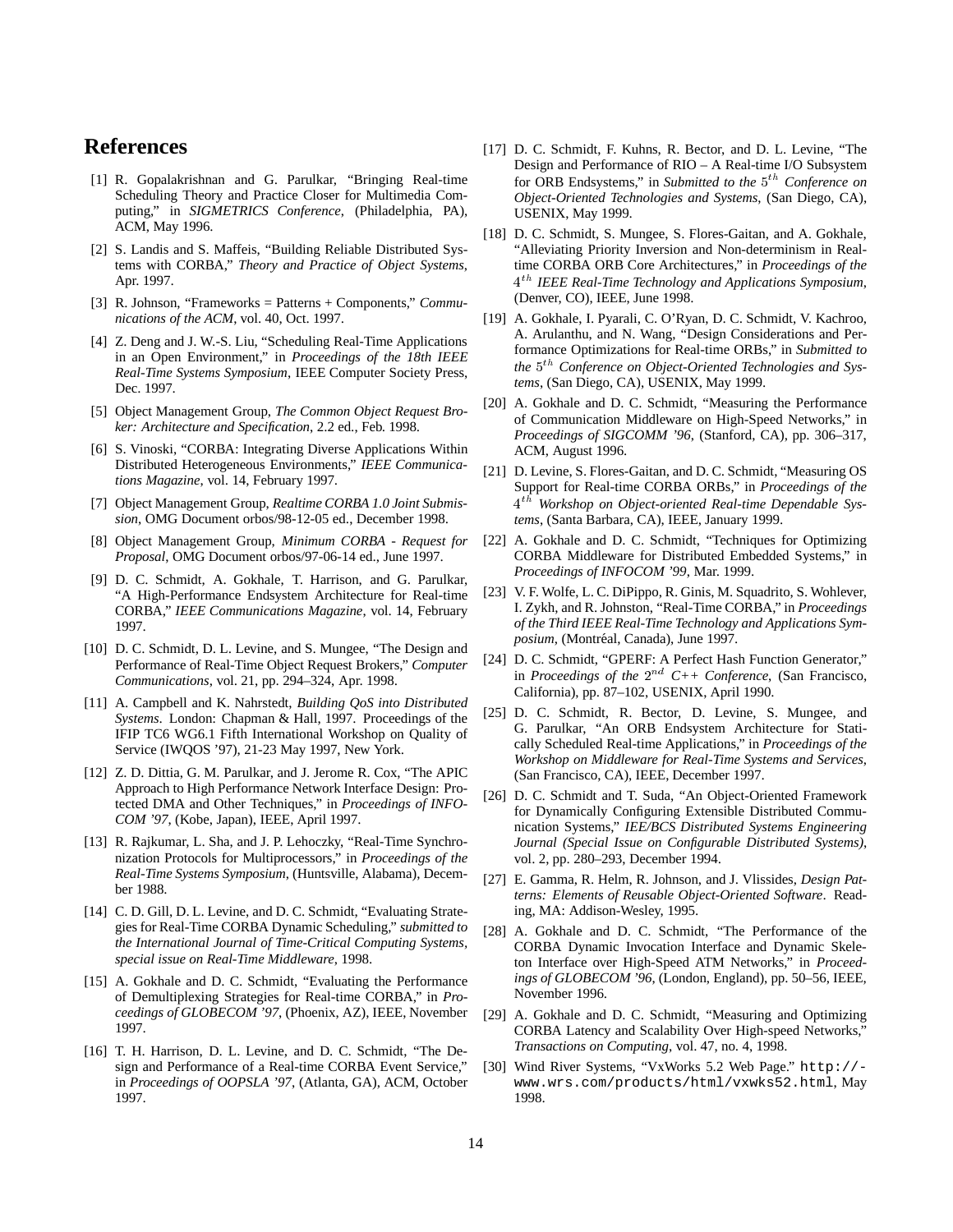# References

[1] R. Gopalakrishnan and G. Parulkar, "Bringing Real-time Scheduling Theory and Practice Closer for Multimedia Computing," in *SIGMETRICS Conference*, (Philadelphia, PA), ACM, May 1996.

[2] S. Landis and S. Maffeis, "Building Reliable Distributed Systems with CORBA," *Theory and Practice of Object Systems*, Apr. 1997.

[3] R. Johnson, "Frameworks = Patterns + Components," *Communications of the ACM*, vol. 40, Oct. 1997.

[4] Z. Deng and J. W.-S. Liu, "Scheduling Real-Time Applications in an Open Environment," in *Proceedings of the 18th IEEE Real-Time Systems Symposium*, IEEE Computer Society Press, Dec. 1997.

[5] Object Management Group, *The Common Object Request Broker: Architecture and Specification*, 2.2 ed., Feb. 1998.

[6] S. Vinoski, "CORBA: Integrating Diverse Applications Within Distributed Heterogeneous Environments," *IEEE Communications Magazine*, vol. 14, February 1997.

[7] Object Management Group, *Realtime CORBA 1.0 Joint Submission*, OMG Document orbos/98-12-05 ed., December 1998.

[8] Object Management Group, *Minimum CORBA - Request for Proposal*, OMG Document orbos/97-06-14 ed., June 1997.

[9] D. C. Schmidt, A. Gokhale, T. Harrison, and G. Parulkar, "A High-Performance Endsystem Architecture for Real-time CORBA," *IEEE Communications Magazine*, vol. 14, February 1997.

[10] D. C. Schmidt, D. L. Levine, and S. Mungee, "The Design and Performance of Real-Time Object Request Brokers," *Computer Communications*, vol. 21, pp. 294–324, Apr. 1998.

[11] A. Campbell and K. Nahrstedt, *Building QoS into Distributed Systems*. London: Chapman & Hall, 1997. Proceedings of the IFIP TC6 WG6.1 Fifth International Workshop on Quality of Service (IWQOS '97), 21-23 May 1997, New York.

[12] Z. D. Dittia, G. M. Parulkar, and J. Jerome R. Cox, "The APIC Approach to High Performance Network Interface Design: Protected DMA and Other Techniques," in *Proceedings of INFOCOM '97*, (Kobe, Japan), IEEE, April 1997.

[13] R. Rajkumar, L. Sha, and J. P. Lehoczky, "Real-Time Synchronization Protocols for Multiprocessors," in *Proceedings of the Real-Time Systems Symposium*, (Huntsville, Alabama), December 1988.

[14] C. D. Gill, D. L. Levine, and D. C. Schmidt, "Evaluating Strategies for Real-Time CORBA Dynamic Scheduling," *submitted to the International Journal of Time-Critical Computing Systems, special issue on Real-Time Middleware*, 1998.

[15] A. Gokhale and D. C. Schmidt, "Evaluating the Performance of Demultiplexing Strategies for Real-time CORBA," in *Proceedings of GLOBECOM '97*, (Phoenix, AZ), IEEE, November 1997.

[16] T. H. Harrison, D. L. Levine, and D. C. Schmidt, "The Design and Performance of a Real-time CORBA Event Service," in *Proceedings of OOPSLA '97*, (Atlanta, GA), ACM, October 1997.

[17] D. C. Schmidt, F. Kuhns, R. Bector, and D. L. Levine, "The Design and Performance of RIO – A Real-time I/O Subsystem for ORB Endsystems," in *Submitted to the $5^{th}$ Conference on Object-Oriented Technologies and Systems*, (San Diego, CA), USENIX, May 1999.

[18] D. C. Schmidt, S. Mungee, S. Flores-Gaitan, and A. Gokhale, "Alleviating Priority Inversion and Non-determinism in Real-time CORBA ORB Core Architectures," in *Proceedings of the $4^{th}$ IEEE Real-Time Technology and Applications Symposium*, (Denver, CO), IEEE, June 1998.

[19] A. Gokhale, I. Pyarali, C. O'Ryan, D. C. Schmidt, V. Kachroo, A. Arulanthu, and N. Wang, "Design Considerations and Performance Optimizations for Real-time ORBs," in *Submitted to the $5^{th}$ Conference on Object-Oriented Technologies and Systems*, (San Diego, CA), USENIX, May 1999.

[20] A. Gokhale and D. C. Schmidt, "Measuring the Performance of Communication Middleware on High-Speed Networks," in *Proceedings of SIGCOMM '96*, (Stanford, CA), pp. 306–317, ACM, August 1996.

[21] D. Levine, S. Flores-Gaitan, and D. C. Schmidt, "Measuring OS Support for Real-time CORBA ORBs," in *Proceedings of the $4^{th}$ Workshop on Object-oriented Real-time Dependable Systems*, (Santa Barbara, CA), IEEE, January 1999.

[22] A. Gokhale and D. C. Schmidt, "Techniques for Optimizing CORBA Middleware for Distributed Embedded Systems," in *Proceedings of INFOCOM '99*, Mar. 1999.

[23] V. F. Wolfe, L. C. DiPippo, R. Ginis, M. Squadrito, S. Wohlever, I. Zykh, and R. Johnston, "Real-Time CORBA," in *Proceedings of the Third IEEE Real-Time Technology and Applications Symposium*, (Montréal, Canada), June 1997.

[24] D. C. Schmidt, "GPERF: A Perfect Hash Function Generator," in *Proceedings of the $2^{nd}$ C++ Conference*, (San Francisco, California), pp. 87–102, USENIX, April 1990.

[25] D. C. Schmidt, R. Bector, D. Levine, S. Mungee, and G. Parulkar, "An ORB Endsystem Architecture for Statically Scheduled Real-time Applications," in *Proceedings of the Workshop on Middleware for Real-Time Systems and Services*, (San Francisco, CA), IEEE, December 1997.

[26] D. C. Schmidt and T. Suda, "An Object-Oriented Framework for Dynamically Configuring Extensible Distributed Communication Systems," *IEE/BCS Distributed Systems Engineering Journal (Special Issue on Configurable Distributed Systems)*, vol. 2, pp. 280–293, December 1994.

[27] E. Gamma, R. Helm, R. Johnson, and J. Vlissides, *Design Patterns: Elements of Reusable Object-Oriented Software*. Reading, MA: Addison-Wesley, 1995.

[28] A. Gokhale and D. C. Schmidt, "The Performance of the CORBA Dynamic Invocation Interface and Dynamic Skeleton Interface over High-Speed ATM Networks," in *Proceedings of GLOBECOM '96*, (London, England), pp. 50–56, IEEE, November 1996.

[29] A. Gokhale and D. C. Schmidt, "Measuring and Optimizing CORBA Latency and Scalability Over High-speed Networks," *Transactions on Computing*, vol. 47, no. 4, 1998.

[30] Wind River Systems, "VxWorks 5.2 Web Page." `http://-www.wrs.com/products/html/vxwks52.html`, May 1998.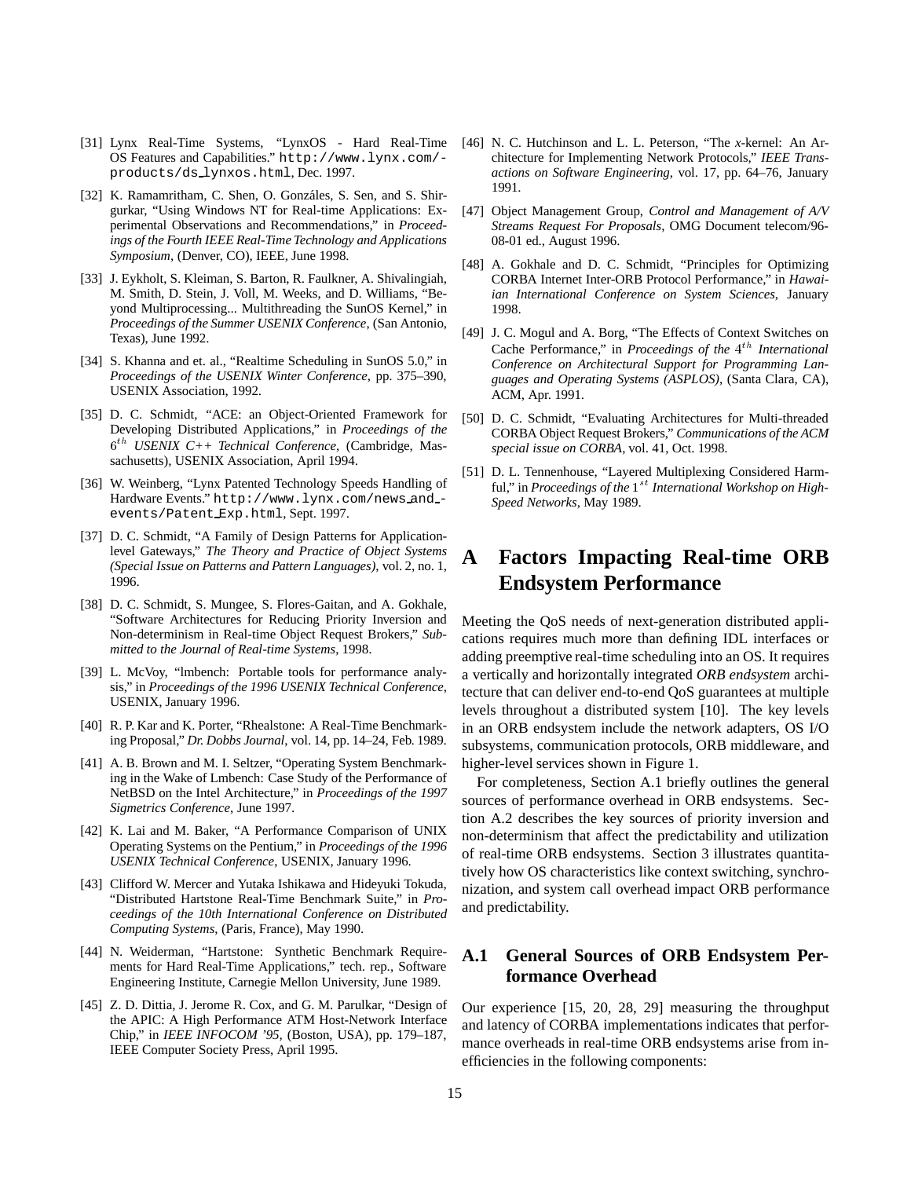[31] Lynx Real-Time Systems, "LynxOS - Hard Real-Time OS Features and Capabilities." http://www.lynx.com/products/ds_lynxos.html, Dec. 1997.

[32] K. Ramamritham, C. Shen, O. Gonzáles, S. Sen, and S. Shirgurkar, "Using Windows NT for Real-time Applications: Experimental Observations and Recommendations," in *Proceedings of the Fourth IEEE Real-Time Technology and Applications Symposium*, (Denver, CO), IEEE, June 1998.

[33] J. Eykholt, S. Kleiman, S. Barton, R. Faulkner, A. Shivalingiah, M. Smith, D. Stein, J. Voll, M. Weeks, and D. Williams, "Beyond Multiprocessing... Multithreading the SunOS Kernel," in *Proceedings of the Summer USENIX Conference*, (San Antonio, Texas), June 1992.

[34] S. Khanna and et. al., "Realtime Scheduling in SunOS 5.0," in *Proceedings of the USENIX Winter Conference*, pp. 375–390, USENIX Association, 1992.

[35] D. C. Schmidt, "ACE: an Object-Oriented Framework for Developing Distributed Applications," in *Proceedings of the* $6^{th}$ *USENIX C++ Technical Conference*, (Cambridge, Massachusetts), USENIX Association, April 1994.

[36] W. Weinberg, "Lynx Patented Technology Speeds Handling of Hardware Events." http://www.lynx.com/news_and_events/Patent_Exp.html, Sept. 1997.

[37] D. C. Schmidt, "A Family of Design Patterns for Application-level Gateways," *The Theory and Practice of Object Systems (Special Issue on Patterns and Pattern Languages)*, vol. 2, no. 1, 1996.

[38] D. C. Schmidt, S. Mungee, S. Flores-Gaitan, and A. Gokhale, "Software Architectures for Reducing Priority Inversion and Non-determinism in Real-time Object Request Brokers," *Submitted to the Journal of Real-time Systems*, 1998.

[39] L. McVoy, "lmbench: Portable tools for performance analysis," in *Proceedings of the 1996 USENIX Technical Conference*, USENIX, January 1996.

[40] R. P. Kar and K. Porter, "Rhealstone: A Real-Time Benchmarking Proposal," *Dr. Dobbs Journal*, vol. 14, pp. 14–24, Feb. 1989.

[41] A. B. Brown and M. I. Seltzer, "Operating System Benchmarking in the Wake of Lmbench: Case Study of the Performance of NetBSD on the Intel Architecture," in *Proceedings of the 1997 Sigmetrics Conference*, June 1997.

[42] K. Lai and M. Baker, "A Performance Comparison of UNIX Operating Systems on the Pentium," in *Proceedings of the 1996 USENIX Technical Conference*, USENIX, January 1996.

[43] Clifford W. Mercer and Yutaka Ishikawa and Hideyuki Tokuda, "Distributed Hartstone Real-Time Benchmark Suite," in *Proceedings of the 10th International Conference on Distributed Computing Systems*, (Paris, France), May 1990.

[44] N. Weiderman, "Hartstone: Synthetic Benchmark Requirements for Hard Real-Time Applications," tech. rep., Software Engineering Institute, Carnegie Mellon University, June 1989.

[45] Z. D. Dittia, J. Jerome R. Cox, and G. M. Parulkar, "Design of the APIC: A High Performance ATM Host-Network Interface Chip," in *IEEE INFOCOM '95*, (Boston, USA), pp. 179–187, IEEE Computer Society Press, April 1995.

[46] N. C. Hutchinson and L. L. Peterson, "The *x*-kernel: An Architecture for Implementing Network Protocols," *IEEE Transactions on Software Engineering*, vol. 17, pp. 64–76, January 1991.

[47] Object Management Group, *Control and Management of A/V Streams Request For Proposals*, OMG Document telecom/96-08-01 ed., August 1996.

[48] A. Gokhale and D. C. Schmidt, "Principles for Optimizing CORBA Internet Inter-ORB Protocol Performance," in *Hawaiian International Conference on System Sciences*, January 1998.

[49] J. C. Mogul and A. Borg, "The Effects of Context Switches on Cache Performance," in *Proceedings of the* $4^{th}$ *International Conference on Architectural Support for Programming Languages and Operating Systems (ASPLOS)*, (Santa Clara, CA), ACM, Apr. 1991.

[50] D. C. Schmidt, "Evaluating Architectures for Multi-threaded CORBA Object Request Brokers," *Communications of the ACM special issue on CORBA*, vol. 41, Oct. 1998.

[51] D. L. Tennenhouse, "Layered Multiplexing Considered Harmful," in *Proceedings of the* $1^{st}$ *International Workshop on High-Speed Networks*, May 1989.

# A Factors Impacting Real-time ORB Endsystem Performance

Meeting the QoS needs of next-generation distributed applications requires much more than defining IDL interfaces or adding preemptive real-time scheduling into an OS. It requires a vertically and horizontally integrated *ORB endsystem* architecture that can deliver end-to-end QoS guarantees at multiple levels throughout a distributed system [10]. The key levels in an ORB endsystem include the network adapters, OS I/O subsystems, communication protocols, ORB middleware, and higher-level services shown in Figure 1.

For completeness, Section A.1 briefly outlines the general sources of performance overhead in ORB endsystems. Section A.2 describes the key sources of priority inversion and non-determinism that affect the predictability and utilization of real-time ORB endsystems. Section 3 illustrates quantitatively how OS characteristics like context switching, synchronization, and system call overhead impact ORB performance and predictability.

## A.1 General Sources of ORB Endsystem Performance Overhead

Our experience [15, 20, 28, 29] measuring the throughput and latency of CORBA implementations indicates that performance overheads in real-time ORB endsystems arise from inefficiencies in the following components: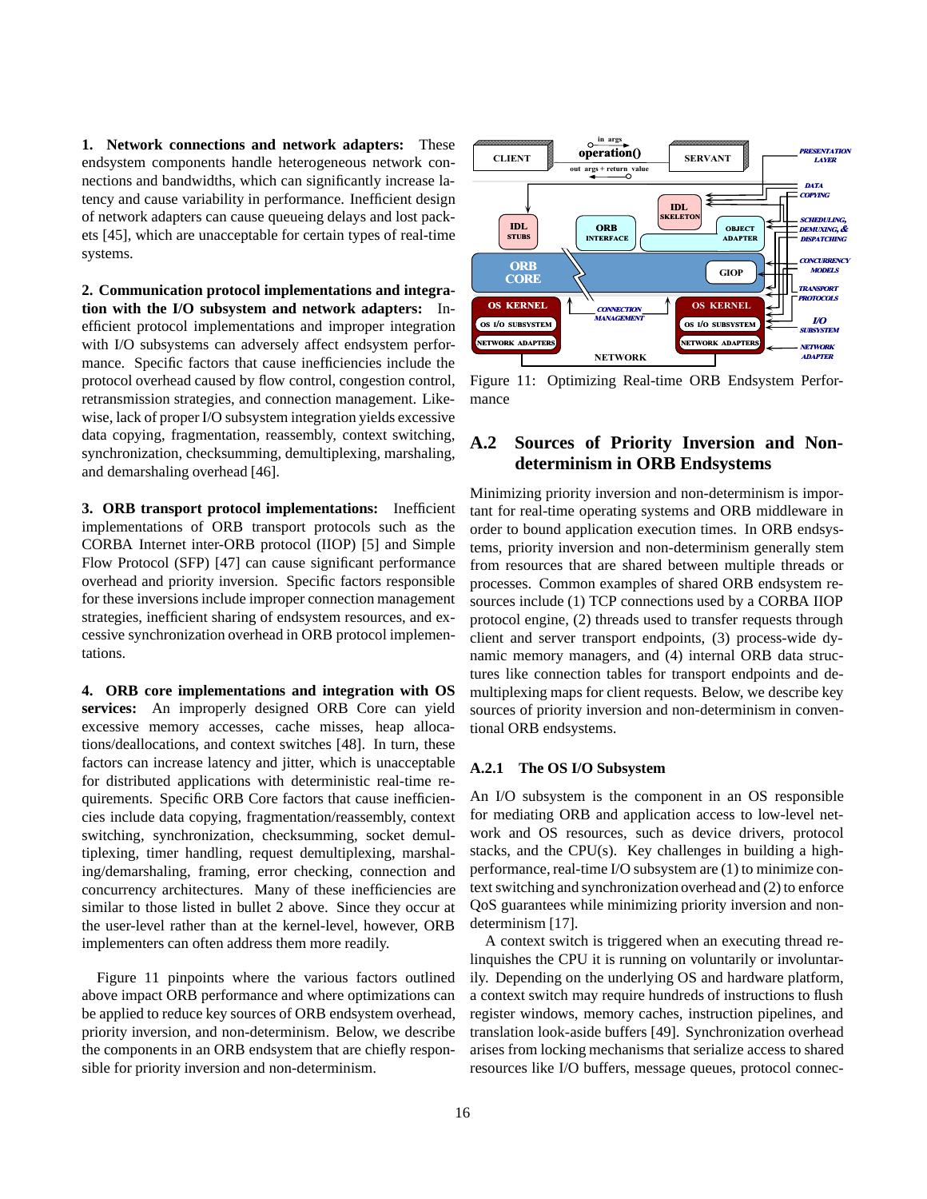**1. Network connections and network adapters:** These endsystem components handle heterogeneous network connections and bandwidths, which can significantly increase latency and cause variability in performance. Inefficient design of network adapters can cause queueing delays and lost packets [45], which are unacceptable for certain types of real-time systems.

**2. Communication protocol implementations and integration with the I/O subsystem and network adapters:** Inefficient protocol implementations and improper integration with I/O subsystems can adversely affect endsystem performance. Specific factors that cause inefficiencies include the protocol overhead caused by flow control, congestion control, retransmission strategies, and connection management. Likewise, lack of proper I/O subsystem integration yields excessive data copying, fragmentation, reassembly, context switching, synchronization, checksumming, demultiplexing, marshaling, and demarshaling overhead [46].

**3. ORB transport protocol implementations:** Inefficient implementations of ORB transport protocols such as the CORBA Internet inter-ORB protocol (IIOP) [5] and Simple Flow Protocol (SFP) [47] can cause significant performance overhead and priority inversion. Specific factors responsible for these inversions include improper connection management strategies, inefficient sharing of endsystem resources, and excessive synchronization overhead in ORB protocol implementations.

**4. ORB core implementations and integration with OS services:** An improperly designed ORB Core can yield excessive memory accesses, cache misses, heap allocations/deallocations, and context switches [48]. In turn, these factors can increase latency and jitter, which is unacceptable for distributed applications with deterministic real-time requirements. Specific ORB Core factors that cause inefficiencies include data copying, fragmentation/reassembly, context switching, synchronization, checksumming, socket demultiplexing, timer handling, request demultiplexing, marshaling/demarshaling, framing, error checking, connection and concurrency architectures. Many of these inefficiencies are similar to those listed in bullet 2 above. Since they occur at the user-level rather than at the kernel-level, however, ORB implementers can often address them more readily.

Figure 11 pinpoints where the various factors outlined above impact ORB performance and where optimizations can be applied to reduce key sources of ORB endsystem overhead, priority inversion, and non-determinism. Below, we describe the components in an ORB endsystem that are chiefly responsible for priority inversion and non-determinism.

Figure 11: Optimizing Real-time ORB Endsystem Performance

## A.2 Sources of Priority Inversion and Non-determinism in ORB Endsystems

Minimizing priority inversion and non-determinism is important for real-time operating systems and ORB middleware in order to bound application execution times. In ORB endsystems, priority inversion and non-determinism generally stem from resources that are shared between multiple threads or processes. Common examples of shared ORB endsystem resources include (1) TCP connections used by a CORBA IIOP protocol engine, (2) threads used to transfer requests through client and server transport endpoints, (3) process-wide dynamic memory managers, and (4) internal ORB data structures like connection tables for transport endpoints and demultiplexing maps for client requests. Below, we describe key sources of priority inversion and non-determinism in conventional ORB endsystems.

### A.2.1 The OS I/O Subsystem

An I/O subsystem is the component in an OS responsible for mediating ORB and application access to low-level network and OS resources, such as device drivers, protocol stacks, and the CPU(s). Key challenges in building a high-performance, real-time I/O subsystem are (1) to minimize context switching and synchronization overhead and (2) to enforce QoS guarantees while minimizing priority inversion and non-determinism [17].

A context switch is triggered when an executing thread relinquishes the CPU it is running on voluntarily or involuntarily. Depending on the underlying OS and hardware platform, a context switch may require hundreds of instructions to flush register windows, memory caches, instruction pipelines, and translation look-aside buffers [49]. Synchronization overhead arises from locking mechanisms that serialize access to shared resources like I/O buffers, message queues, protocol connec-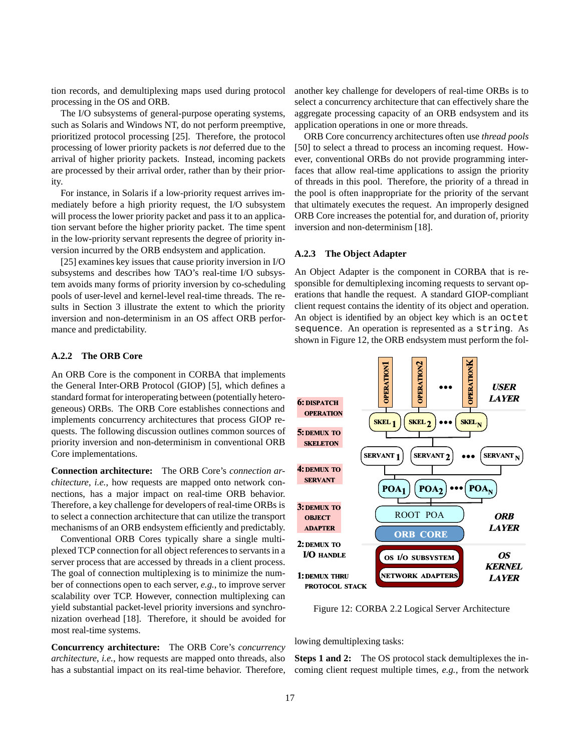tion records, and demultiplexing maps used during protocol processing in the OS and ORB.

The I/O subsystems of general-purpose operating systems, such as Solaris and Windows NT, do not perform preemptive, prioritized protocol processing [25]. Therefore, the protocol processing of lower priority packets is *not* deferred due to the arrival of higher priority packets. Instead, incoming packets are processed by their arrival order, rather than by their priority.

For instance, in Solaris if a low-priority request arrives immediately before a high priority request, the I/O subsystem will process the lower priority packet and pass it to an application servant before the higher priority packet. The time spent in the low-priority servant represents the degree of priority inversion incurred by the ORB endsystem and application.

[25] examines key issues that cause priority inversion in I/O subsystems and describes how TAO's real-time I/O subsystem avoids many forms of priority inversion by co-scheduling pools of user-level and kernel-level real-time threads. The results in Section 3 illustrate the extent to which the priority inversion and non-determinism in an OS affect ORB performance and predictability.

### A.2.2 The ORB Core

An ORB Core is the component in CORBA that implements the General Inter-ORB Protocol (GIOP) [5], which defines a standard format for interoperating between (potentially heterogeneous) ORBs. The ORB Core establishes connections and implements concurrency architectures that process GIOP requests. The following discussion outlines common sources of priority inversion and non-determinism in conventional ORB Core implementations.

**Connection architecture:** The ORB Core's *connection architecture*, *i.e.*, how requests are mapped onto network connections, has a major impact on real-time ORB behavior. Therefore, a key challenge for developers of real-time ORBs is to select a connection architecture that can utilize the transport mechanisms of an ORB endsystem efficiently and predictably.

Conventional ORB Cores typically share a single multiplexed TCP connection for all object references to servants in a server process that are accessed by threads in a client process. The goal of connection multiplexing is to minimize the number of connections open to each server, *e.g.*, to improve server scalability over TCP. However, connection multiplexing can yield substantial packet-level priority inversions and synchronization overhead [18]. Therefore, it should be avoided for most real-time systems.

**Concurrency architecture:** The ORB Core's *concurrency architecture*, *i.e.*, how requests are mapped onto threads, also has a substantial impact on its real-time behavior. Therefore, another key challenge for developers of real-time ORBs is to select a concurrency architecture that can effectively share the aggregate processing capacity of an ORB endsystem and its application operations in one or more threads.

ORB Core concurrency architectures often use *thread pools* [50] to select a thread to process an incoming request. However, conventional ORBs do not provide programming interfaces that allow real-time applications to assign the priority of threads in this pool. Therefore, the priority of a thread in the pool is often inappropriate for the priority of the servant that ultimately executes the request. An improperly designed ORB Core increases the potential for, and duration of, priority inversion and non-determinism [18].

### A.2.3 The Object Adapter

An Object Adapter is the component in CORBA that is responsible for demultiplexing incoming requests to servant operations that handle the request. A standard GIOP-compliant client request contains the identity of its object and operation. An object is identified by an object key which is an `octet sequence`. An operation is represented as a `string`. As shown in Figure 12, the ORB endsystem must perform the following demultiplexing tasks:

Figure 12: CORBA 2.2 Logical Server Architecture

**Steps 1 and 2:** The OS protocol stack demultiplexes the incoming client request multiple times, *e.g.*, from the network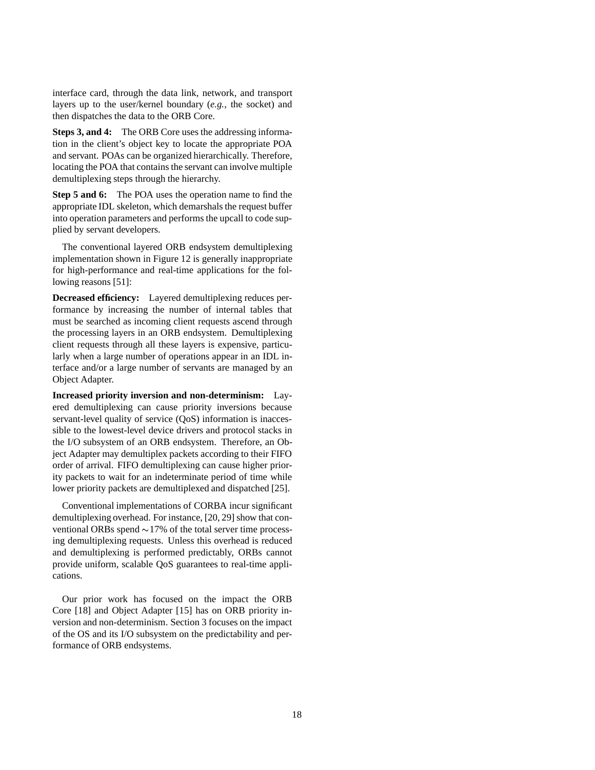interface card, through the data link, network, and transport layers up to the user/kernel boundary (*e.g.*, the socket) and then dispatches the data to the ORB Core.

**Steps 3, and 4:** The ORB Core uses the addressing information in the client's object key to locate the appropriate POA and servant. POAs can be organized hierarchically. Therefore, locating the POA that contains the servant can involve multiple demultiplexing steps through the hierarchy.

**Step 5 and 6:** The POA uses the operation name to find the appropriate IDL skeleton, which demarshals the request buffer into operation parameters and performs the upcall to code supplied by servant developers.

The conventional layered ORB endsystem demultiplexing implementation shown in Figure 12 is generally inappropriate for high-performance and real-time applications for the following reasons [51]:

**Decreased efficiency:** Layered demultiplexing reduces performance by increasing the number of internal tables that must be searched as incoming client requests ascend through the processing layers in an ORB endsystem. Demultiplexing client requests through all these layers is expensive, particularly when a large number of operations appear in an IDL interface and/or a large number of servants are managed by an Object Adapter.

**Increased priority inversion and non-determinism:** Layered demultiplexing can cause priority inversions because servant-level quality of service (QoS) information is inaccessible to the lowest-level device drivers and protocol stacks in the I/O subsystem of an ORB endsystem. Therefore, an Object Adapter may demultiplex packets according to their FIFO order of arrival. FIFO demultiplexing can cause higher priority packets to wait for an indeterminate period of time while lower priority packets are demultiplexed and dispatched [25].

Conventional implementations of CORBA incur significant demultiplexing overhead. For instance, [20, 29] show that conventional ORBs spend $\sim$17% of the total server time processing demultiplexing requests. Unless this overhead is reduced and demultiplexing is performed predictably, ORBs cannot provide uniform, scalable QoS guarantees to real-time applications.

Our prior work has focused on the impact the ORB Core [18] and Object Adapter [15] has on ORB priority inversion and non-determinism. Section 3 focuses on the impact of the OS and its I/O subsystem on the predictability and performance of ORB endsystems.